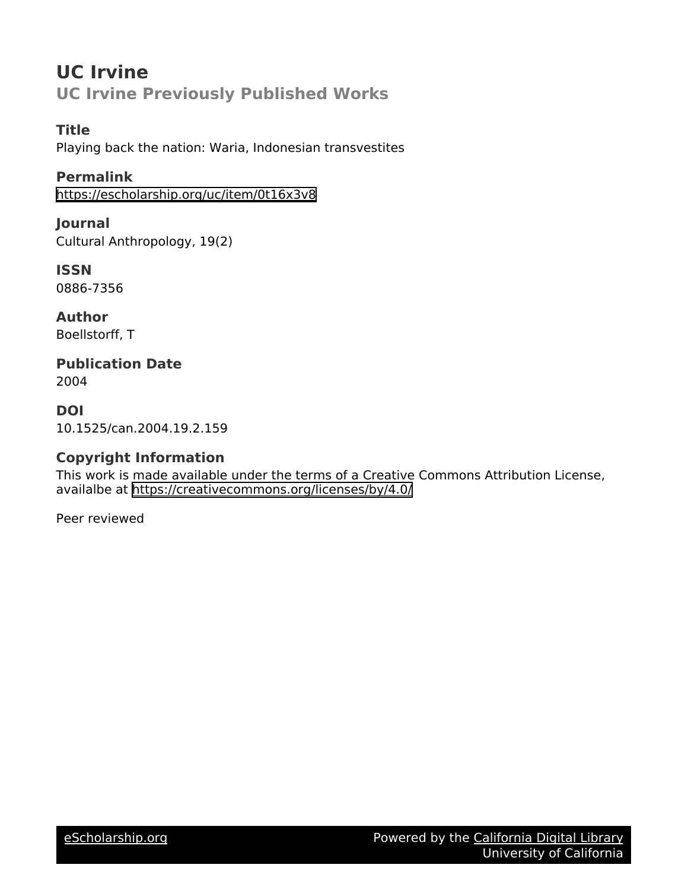# UC Irvine

## UC Irvine Previously Published Works

### Title

Playing back the nation: Waria, Indonesian transvestites

### Permalink

https://escholarship.org/uc/item/0t16x3v8

### Journal

Cultural Anthropology, 19(2)

### ISSN

0886-7356

### Author

Boellstorff, T

### Publication Date

2004

### DOI

10.1525/can.2004.19.2.159

### Copyright Information

This work is made available under the terms of a Creative Commons Attribution License, availalbe at https://creativecommons.org/licenses/by/4.0/

Peer reviewed

eScholarship.org  Powered by the California Digital Library University of California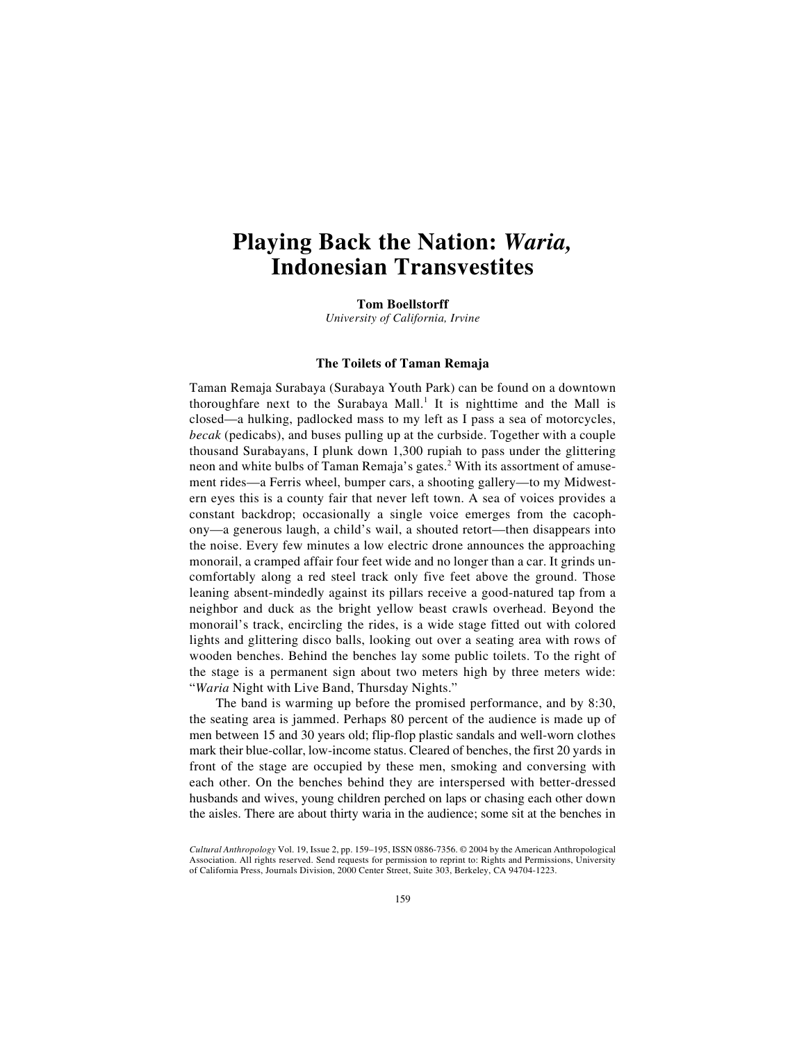# Playing Back the Nation: *Waria*, Indonesian Transvestites

**Tom Boellstorff**
*University of California, Irvine*

### The Toilets of Taman Remaja

Taman Remaja Surabaya (Surabaya Youth Park) can be found on a downtown thoroughfare next to the Surabaya Mall.[1] It is nighttime and the Mall is closed—a hulking, padlocked mass to my left as I pass a sea of motorcycles, *becak* (pedicabs), and buses pulling up at the curbside. Together with a couple thousand Surabayans, I plunk down 1,300 rupiah to pass under the glittering neon and white bulbs of Taman Remaja's gates.[2] With its assortment of amusement rides—a Ferris wheel, bumper cars, a shooting gallery—to my Midwestern eyes this is a county fair that never left town. A sea of voices provides a constant backdrop; occasionally a single voice emerges from the cacophony—a generous laugh, a child's wail, a shouted retort—then disappears into the noise. Every few minutes a low electric drone announces the approaching monorail, a cramped affair four feet wide and no longer than a car. It grinds uncomfortably along a red steel track only five feet above the ground. Those leaning absent-mindedly against its pillars receive a good-natured tap from a neighbor and duck as the bright yellow beast crawls overhead. Beyond the monorail's track, encircling the rides, is a wide stage fitted out with colored lights and glittering disco balls, looking out over a seating area with rows of wooden benches. Behind the benches lay some public toilets. To the right of the stage is a permanent sign about two meters high by three meters wide: "*Waria* Night with Live Band, Thursday Nights."

The band is warming up before the promised performance, and by 8:30, the seating area is jammed. Perhaps 80 percent of the audience is made up of men between 15 and 30 years old; flip-flop plastic sandals and well-worn clothes mark their blue-collar, low-income status. Cleared of benches, the first 20 yards in front of the stage are occupied by these men, smoking and conversing with each other. On the benches behind they are interspersed with better-dressed husbands and wives, young children perched on laps or chasing each other down the aisles. There are about thirty waria in the audience; some sit at the benches in

*Cultural Anthropology* Vol. 19, Issue 2, pp. 159–195, ISSN 0886-7356. © 2004 by the American Anthropological Association. All rights reserved. Send requests for permission to reprint to: Rights and Permissions, University of California Press, Journals Division, 2000 Center Street, Suite 303, Berkeley, CA 94704-1223.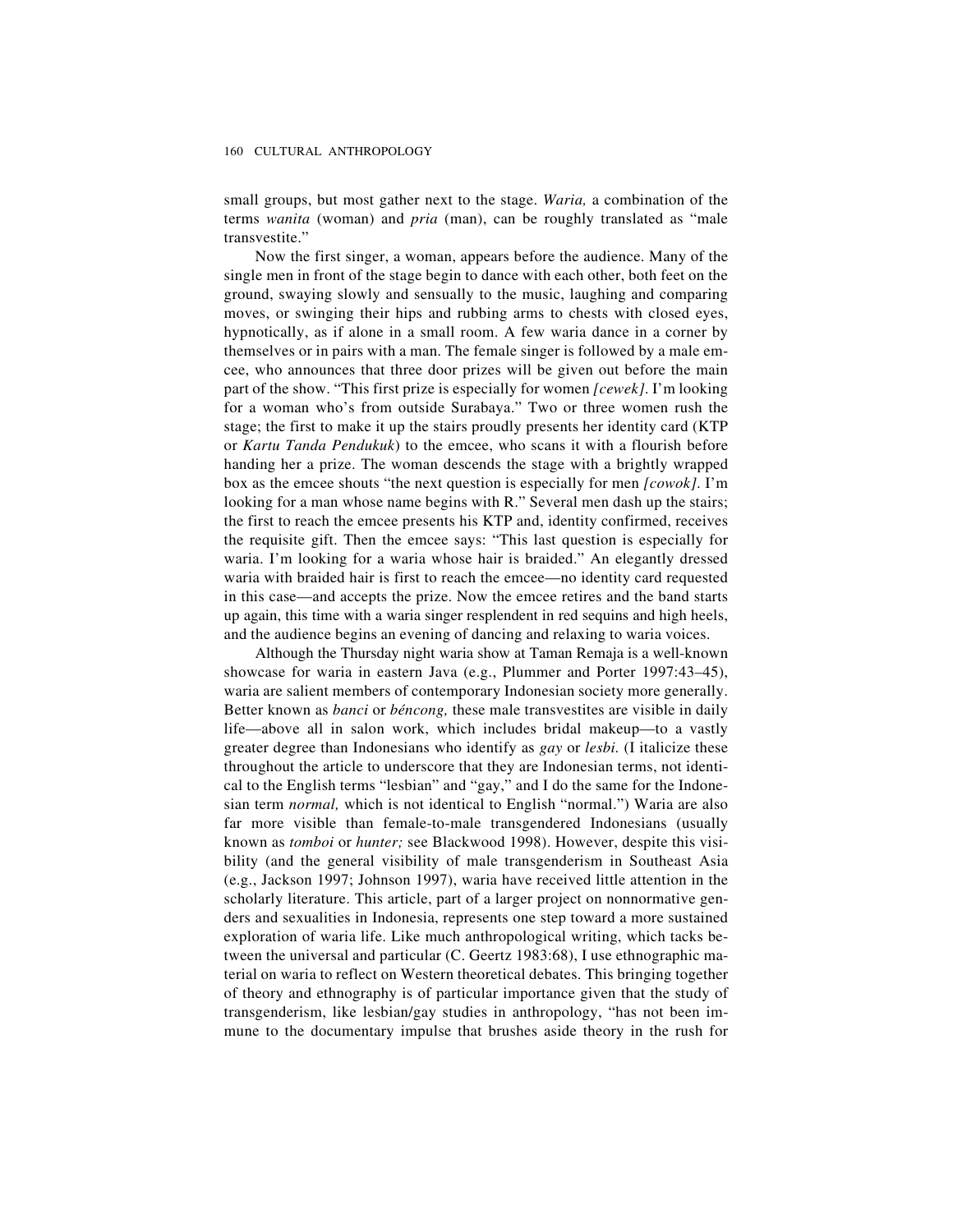small groups, but most gather next to the stage. *Waria,* a combination of the terms *wanita* (woman) and *pria* (man), can be roughly translated as "male transvestite."

Now the first singer, a woman, appears before the audience. Many of the single men in front of the stage begin to dance with each other, both feet on the ground, swaying slowly and sensually to the music, laughing and comparing moves, or swinging their hips and rubbing arms to chests with closed eyes, hypnotically, as if alone in a small room. A few waria dance in a corner by themselves or in pairs with a man. The female singer is followed by a male emcee, who announces that three door prizes will be given out before the main part of the show. "This first prize is especially for women *[cewek]*. I'm looking for a woman who's from outside Surabaya." Two or three women rush the stage; the first to make it up the stairs proudly presents her identity card (KTP or *Kartu Tanda Pendukuk*) to the emcee, who scans it with a flourish before handing her a prize. The woman descends the stage with a brightly wrapped box as the emcee shouts "the next question is especially for men *[cowok]*. I'm looking for a man whose name begins with R." Several men dash up the stairs; the first to reach the emcee presents his KTP and, identity confirmed, receives the requisite gift. Then the emcee says: "This last question is especially for waria. I'm looking for a waria whose hair is braided." An elegantly dressed waria with braided hair is first to reach the emcee—no identity card requested in this case—and accepts the prize. Now the emcee retires and the band starts up again, this time with a waria singer resplendent in red sequins and high heels, and the audience begins an evening of dancing and relaxing to waria voices.

Although the Thursday night waria show at Taman Remaja is a well-known showcase for waria in eastern Java (e.g., Plummer and Porter 1997:43–45), waria are salient members of contemporary Indonesian society more generally. Better known as *banci* or *béncong,* these male transvestites are visible in daily life—above all in salon work, which includes bridal makeup—to a vastly greater degree than Indonesians who identify as *gay* or *lesbi.* (I italicize these throughout the article to underscore that they are Indonesian terms, not identical to the English terms "lesbian" and "gay," and I do the same for the Indonesian term *normal,* which is not identical to English "normal.") Waria are also far more visible than female-to-male transgendered Indonesians (usually known as *tomboi* or *hunter;* see Blackwood 1998). However, despite this visibility (and the general visibility of male transgenderism in Southeast Asia (e.g., Jackson 1997; Johnson 1997), waria have received little attention in the scholarly literature. This article, part of a larger project on nonnormative genders and sexualities in Indonesia, represents one step toward a more sustained exploration of waria life. Like much anthropological writing, which tacks between the universal and particular (C. Geertz 1983:68), I use ethnographic material on waria to reflect on Western theoretical debates. This bringing together of theory and ethnography is of particular importance given that the study of transgenderism, like lesbian/gay studies in anthropology, "has not been immune to the documentary impulse that brushes aside theory in the rush for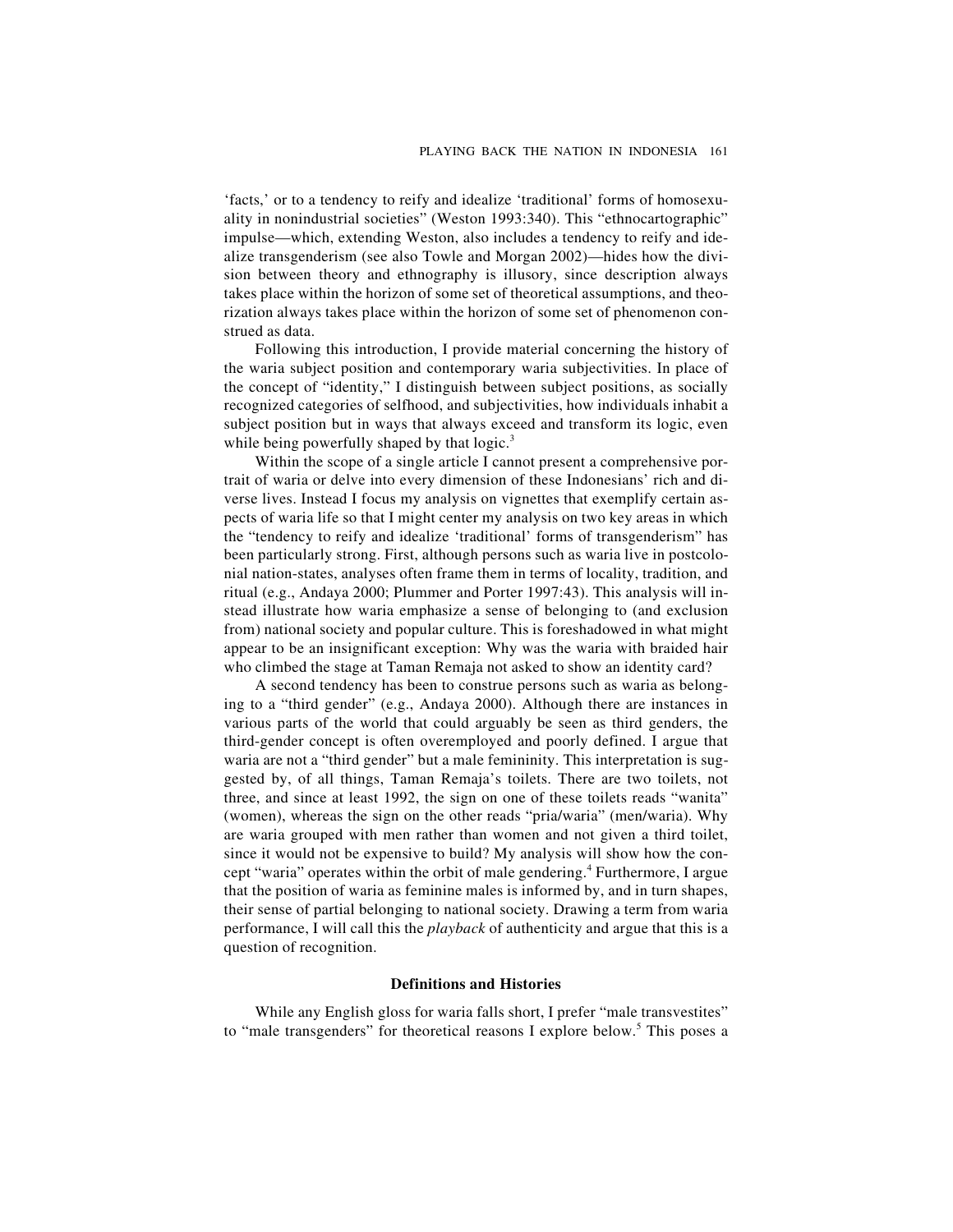'facts,' or to a tendency to reify and idealize 'traditional' forms of homosexuality in nonindustrial societies" (Weston 1993:340). This "ethnocartographic" impulse—which, extending Weston, also includes a tendency to reify and idealize transgenderism (see also Towle and Morgan 2002)—hides how the division between theory and ethnography is illusory, since description always takes place within the horizon of some set of theoretical assumptions, and theorization always takes place within the horizon of some set of phenomenon construed as data.

Following this introduction, I provide material concerning the history of the waria subject position and contemporary waria subjectivities. In place of the concept of "identity," I distinguish between subject positions, as socially recognized categories of selfhood, and subjectivities, how individuals inhabit a subject position but in ways that always exceed and transform its logic, even while being powerfully shaped by that logic.[3]

Within the scope of a single article I cannot present a comprehensive portrait of waria or delve into every dimension of these Indonesians' rich and diverse lives. Instead I focus my analysis on vignettes that exemplify certain aspects of waria life so that I might center my analysis on two key areas in which the "tendency to reify and idealize 'traditional' forms of transgenderism" has been particularly strong. First, although persons such as waria live in postcolonial nation-states, analyses often frame them in terms of locality, tradition, and ritual (e.g., Andaya 2000; Plummer and Porter 1997:43). This analysis will instead illustrate how waria emphasize a sense of belonging to (and exclusion from) national society and popular culture. This is foreshadowed in what might appear to be an insignificant exception: Why was the waria with braided hair who climbed the stage at Taman Remaja not asked to show an identity card?

A second tendency has been to construe persons such as waria as belonging to a "third gender" (e.g., Andaya 2000). Although there are instances in various parts of the world that could arguably be seen as third genders, the third-gender concept is often overemployed and poorly defined. I argue that waria are not a "third gender" but a male femininity. This interpretation is suggested by, of all things, Taman Remaja's toilets. There are two toilets, not three, and since at least 1992, the sign on one of these toilets reads "wanita" (women), whereas the sign on the other reads "pria/waria" (men/waria). Why are waria grouped with men rather than women and not given a third toilet, since it would not be expensive to build? My analysis will show how the concept "waria" operates within the orbit of male gendering.[4] Furthermore, I argue that the position of waria as feminine males is informed by, and in turn shapes, their sense of partial belonging to national society. Drawing a term from waria performance, I will call this the *playback* of authenticity and argue that this is a question of recognition.

### Definitions and Histories

While any English gloss for waria falls short, I prefer "male transvestites" to "male transgenders" for theoretical reasons I explore below.[5] This poses a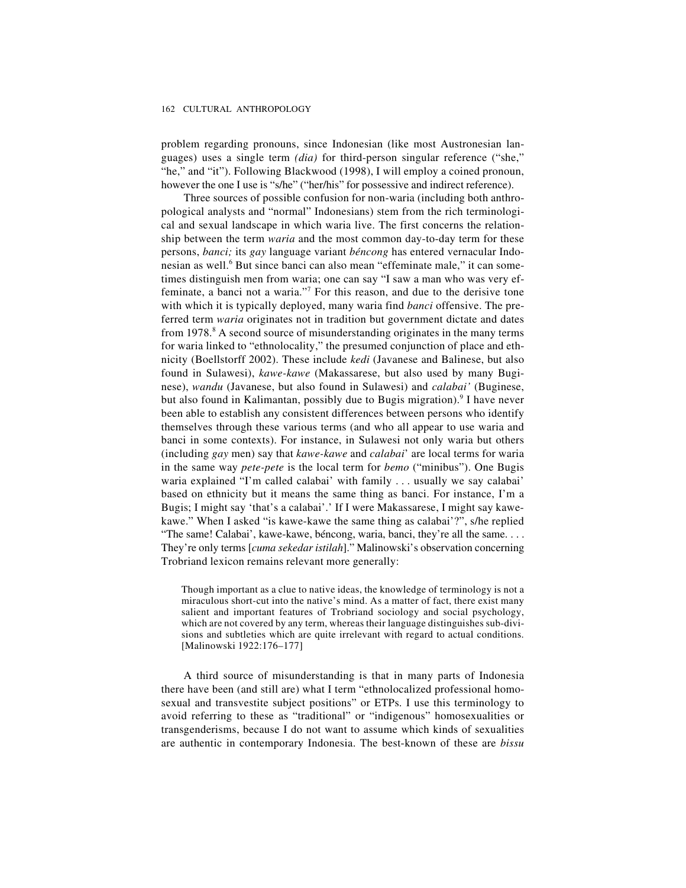problem regarding pronouns, since Indonesian (like most Austronesian languages) uses a single term *(dia)* for third-person singular reference ("she," "he," and "it"). Following Blackwood (1998), I will employ a coined pronoun, however the one I use is "s/he" ("her/his" for possessive and indirect reference).

Three sources of possible confusion for non-waria (including both anthropological analysts and "normal" Indonesians) stem from the rich terminological and sexual landscape in which waria live. The first concerns the relationship between the term *waria* and the most common day-to-day term for these persons, *banci;* its *gay* language variant *béncong* has entered vernacular Indonesian as well.[6] But since banci can also mean "effeminate male," it can sometimes distinguish men from waria; one can say "I saw a man who was very effeminate, a banci not a waria."[7] For this reason, and due to the derisive tone with which it is typically deployed, many waria find *banci* offensive. The preferred term *waria* originates not in tradition but government dictate and dates from 1978.[8] A second source of misunderstanding originates in the many terms for waria linked to "ethnolocality," the presumed conjunction of place and ethnicity (Boellstorff 2002). These include *kedi* (Javanese and Balinese, but also found in Sulawesi), *kawe-kawe* (Makassarese, but also used by many Buginese), *wandu* (Javanese, but also found in Sulawesi) and *calabai'* (Buginese, but also found in Kalimantan, possibly due to Bugis migration).[9] I have never been able to establish any consistent differences between persons who identify themselves through these various terms (and who all appear to use waria and banci in some contexts). For instance, in Sulawesi not only waria but others (including *gay* men) say that *kawe-kawe* and *calabai*' are local terms for waria in the same way *pete-pete* is the local term for *bemo* ("minibus"). One Bugis waria explained "I'm called calabai' with family . . . usually we say calabai' based on ethnicity but it means the same thing as banci. For instance, I'm a Bugis; I might say 'that's a calabai'.' If I were Makassarese, I might say kawe-kawe." When I asked "is kawe-kawe the same thing as calabai'?", s/he replied "The same! Calabai', kawe-kawe, béncong, waria, banci, they're all the same. . . . They're only terms [*cuma sekedar istilah*]." Malinowski's observation concerning Trobriand lexicon remains relevant more generally:

> Though important as a clue to native ideas, the knowledge of terminology is not a miraculous short-cut into the native's mind. As a matter of fact, there exist many salient and important features of Trobriand sociology and social psychology, which are not covered by any term, whereas their language distinguishes sub-divisions and subtleties which are quite irrelevant with regard to actual conditions. [Malinowski 1922:176–177]

A third source of misunderstanding is that in many parts of Indonesia there have been (and still are) what I term "ethnolocalized professional homosexual and transvestite subject positions" or ETPs. I use this terminology to avoid referring to these as "traditional" or "indigenous" homosexualities or transgenderisms, because I do not want to assume which kinds of sexualities are authentic in contemporary Indonesia. The best-known of these are *bissu*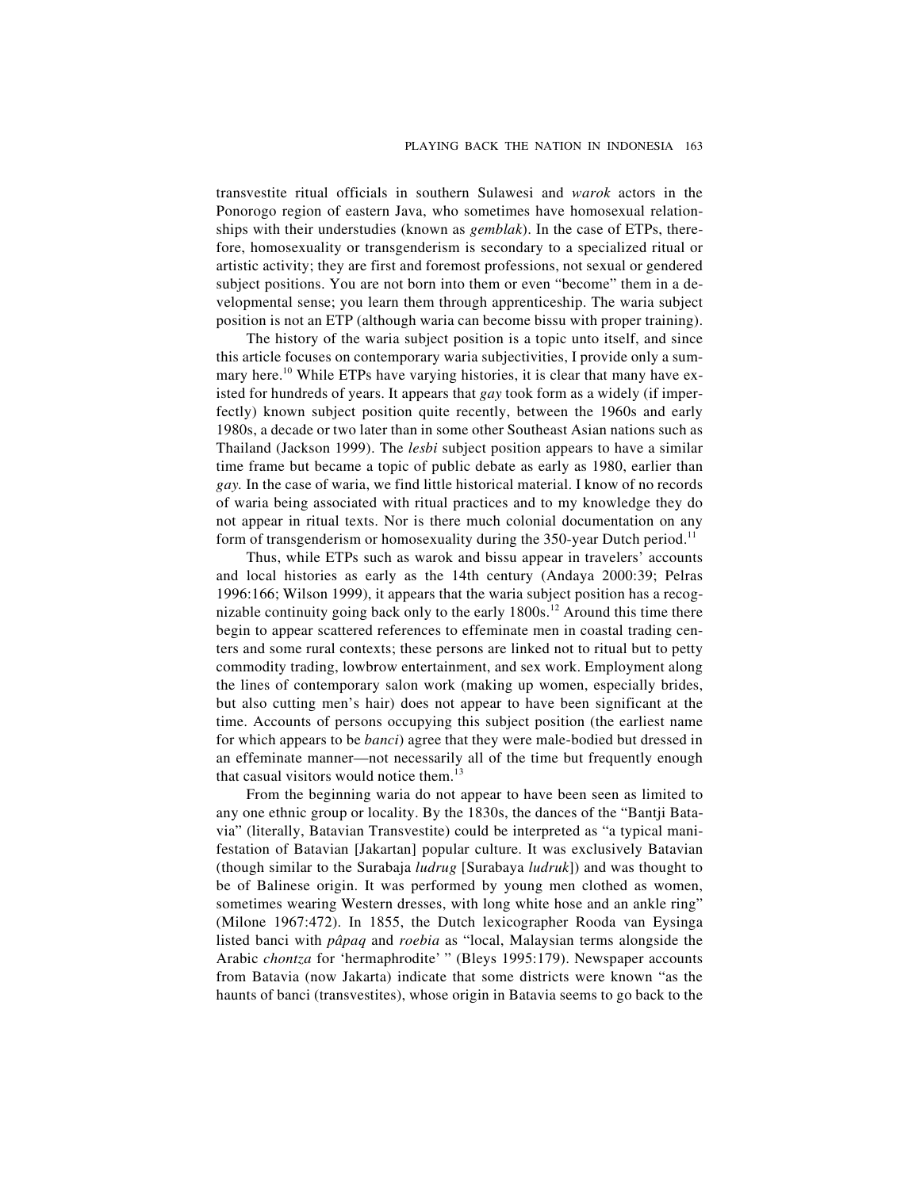transvestite ritual officials in southern Sulawesi and *warok* actors in the Ponorogo region of eastern Java, who sometimes have homosexual relationships with their understudies (known as *gemblak*). In the case of ETPs, therefore, homosexuality or transgenderism is secondary to a specialized ritual or artistic activity; they are first and foremost professions, not sexual or gendered subject positions. You are not born into them or even "become" them in a developmental sense; you learn them through apprenticeship. The waria subject position is not an ETP (although waria can become bissu with proper training).

The history of the waria subject position is a topic unto itself, and since this article focuses on contemporary waria subjectivities, I provide only a summary here.[10] While ETPs have varying histories, it is clear that many have existed for hundreds of years. It appears that *gay* took form as a widely (if imperfectly) known subject position quite recently, between the 1960s and early 1980s, a decade or two later than in some other Southeast Asian nations such as Thailand (Jackson 1999). The *lesbi* subject position appears to have a similar time frame but became a topic of public debate as early as 1980, earlier than *gay*. In the case of waria, we find little historical material. I know of no records of waria being associated with ritual practices and to my knowledge they do not appear in ritual texts. Nor is there much colonial documentation on any form of transgenderism or homosexuality during the 350-year Dutch period.[11]

Thus, while ETPs such as warok and bissu appear in travelers' accounts and local histories as early as the 14th century (Andaya 2000:39; Pelras 1996:166; Wilson 1999), it appears that the waria subject position has a recognizable continuity going back only to the early 1800s.[12] Around this time there begin to appear scattered references to effeminate men in coastal trading centers and some rural contexts; these persons are linked not to ritual but to petty commodity trading, lowbrow entertainment, and sex work. Employment along the lines of contemporary salon work (making up women, especially brides, but also cutting men's hair) does not appear to have been significant at the time. Accounts of persons occupying this subject position (the earliest name for which appears to be *banci*) agree that they were male-bodied but dressed in an effeminate manner—not necessarily all of the time but frequently enough that casual visitors would notice them.[13]

From the beginning waria do not appear to have been seen as limited to any one ethnic group or locality. By the 1830s, the dances of the "Bantji Batavia" (literally, Batavian Transvestite) could be interpreted as "a typical manifestation of Batavian [Jakartan] popular culture. It was exclusively Batavian (though similar to the Surabaja *ludrug* [Surabaya *ludruk*]) and was thought to be of Balinese origin. It was performed by young men clothed as women, sometimes wearing Western dresses, with long white hose and an ankle ring" (Milone 1967:472). In 1855, the Dutch lexicographer Rooda van Eysinga listed banci with *pâpaq* and *roebia* as "local, Malaysian terms alongside the Arabic *chontza* for 'hermaphrodite' " (Bleys 1995:179). Newspaper accounts from Batavia (now Jakarta) indicate that some districts were known "as the haunts of banci (transvestites), whose origin in Batavia seems to go back to the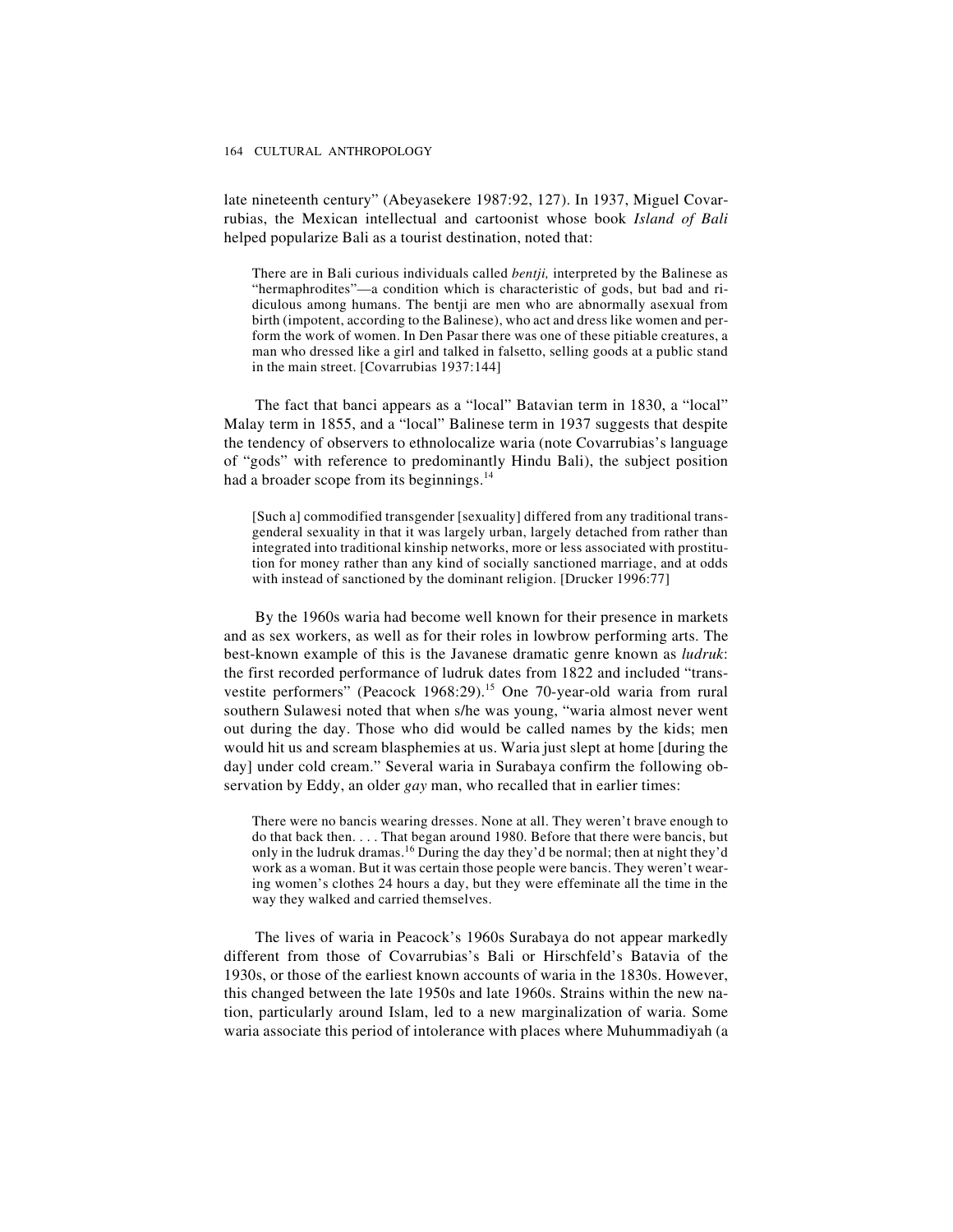late nineteenth century" (Abeyasekere 1987:92, 127). In 1937, Miguel Covarrubias, the Mexican intellectual and cartoonist whose book *Island of Bali* helped popularize Bali as a tourist destination, noted that:

> There are in Bali curious individuals called *bentji,* interpreted by the Balinese as "hermaphrodites"—a condition which is characteristic of gods, but bad and ridiculous among humans. The bentji are men who are abnormally asexual from birth (impotent, according to the Balinese), who act and dress like women and perform the work of women. In Den Pasar there was one of these pitiable creatures, a man who dressed like a girl and talked in falsetto, selling goods at a public stand in the main street. [Covarrubias 1937:144]

The fact that banci appears as a "local" Batavian term in 1830, a "local" Malay term in 1855, and a "local" Balinese term in 1937 suggests that despite the tendency of observers to ethnolocalize waria (note Covarrubias's language of "gods" with reference to predominantly Hindu Bali), the subject position had a broader scope from its beginnings.[14]

> [Such a] commodified transgender [sexuality] differed from any traditional transgenderal sexuality in that it was largely urban, largely detached from rather than integrated into traditional kinship networks, more or less associated with prostitution for money rather than any kind of socially sanctioned marriage, and at odds with instead of sanctioned by the dominant religion. [Drucker 1996:77]

By the 1960s waria had become well known for their presence in markets and as sex workers, as well as for their roles in lowbrow performing arts. The best-known example of this is the Javanese dramatic genre known as *ludruk*: the first recorded performance of ludruk dates from 1822 and included "transvestite performers" (Peacock 1968:29).[15] One 70-year-old waria from rural southern Sulawesi noted that when s/he was young, "waria almost never went out during the day. Those who did would be called names by the kids; men would hit us and scream blasphemies at us. Waria just slept at home [during the day] under cold cream." Several waria in Surabaya confirm the following observation by Eddy, an older *gay* man, who recalled that in earlier times:

> There were no bancis wearing dresses. None at all. They weren't brave enough to do that back then. . . . That began around 1980. Before that there were bancis, but only in the ludruk dramas.[16] During the day they'd be normal; then at night they'd work as a woman. But it was certain those people were bancis. They weren't wearing women's clothes 24 hours a day, but they were effeminate all the time in the way they walked and carried themselves.

The lives of waria in Peacock's 1960s Surabaya do not appear markedly different from those of Covarrubias's Bali or Hirschfeld's Batavia of the 1930s, or those of the earliest known accounts of waria in the 1830s. However, this changed between the late 1950s and late 1960s. Strains within the new nation, particularly around Islam, led to a new marginalization of waria. Some waria associate this period of intolerance with places where Muhummadiyah (a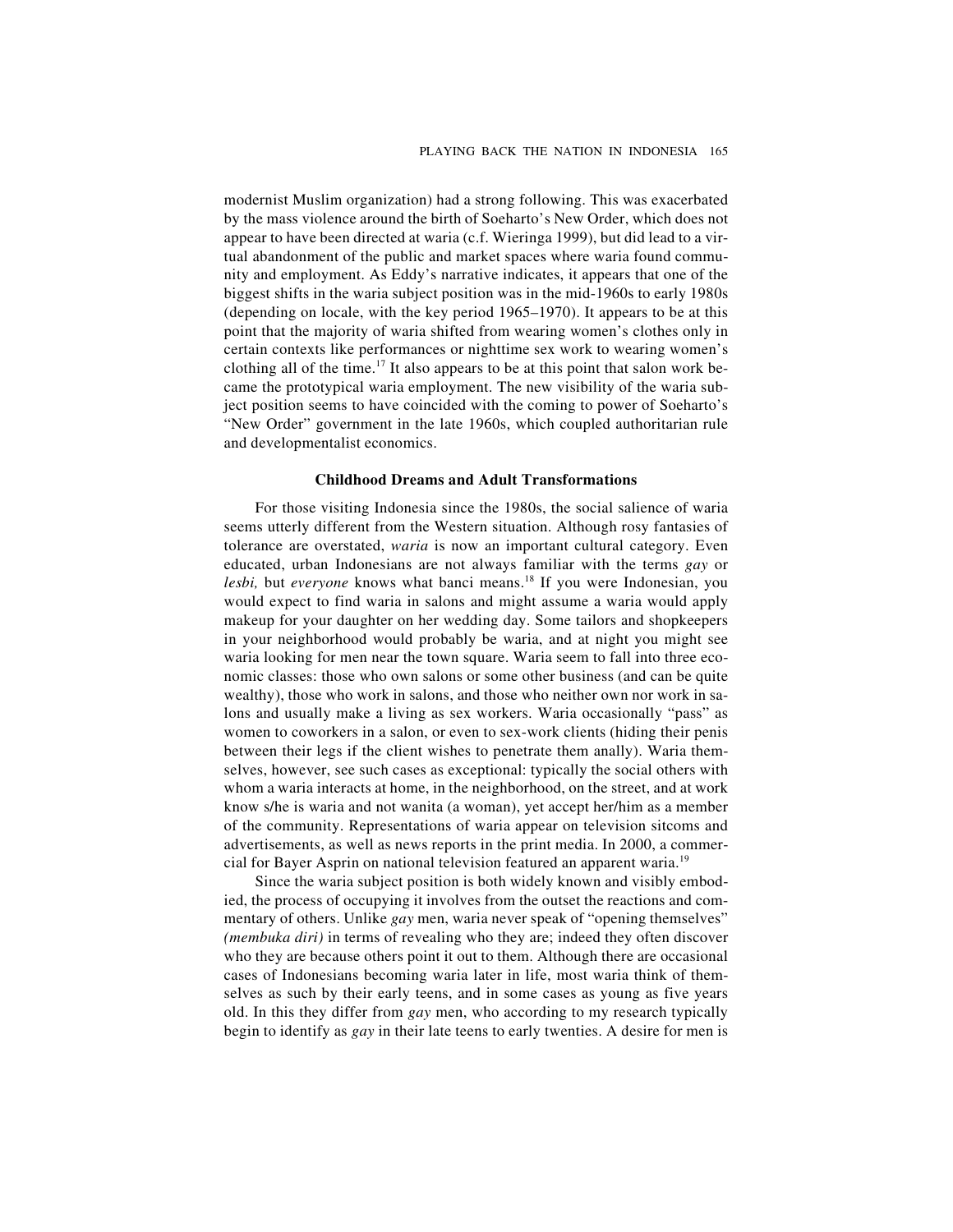modernist Muslim organization) had a strong following. This was exacerbated by the mass violence around the birth of Soeharto's New Order, which does not appear to have been directed at waria (c.f. Wieringa 1999), but did lead to a virtual abandonment of the public and market spaces where waria found community and employment. As Eddy's narrative indicates, it appears that one of the biggest shifts in the waria subject position was in the mid-1960s to early 1980s (depending on locale, with the key period 1965–1970). It appears to be at this point that the majority of waria shifted from wearing women's clothes only in certain contexts like performances or nighttime sex work to wearing women's clothing all of the time.[17] It also appears to be at this point that salon work became the prototypical waria employment. The new visibility of the waria subject position seems to have coincided with the coming to power of Soeharto's "New Order" government in the late 1960s, which coupled authoritarian rule and developmentalist economics.

### Childhood Dreams and Adult Transformations

For those visiting Indonesia since the 1980s, the social salience of waria seems utterly different from the Western situation. Although rosy fantasies of tolerance are overstated, *waria* is now an important cultural category. Even educated, urban Indonesians are not always familiar with the terms *gay* or *lesbi,* but *everyone* knows what banci means.[18] If you were Indonesian, you would expect to find waria in salons and might assume a waria would apply makeup for your daughter on her wedding day. Some tailors and shopkeepers in your neighborhood would probably be waria, and at night you might see waria looking for men near the town square. Waria seem to fall into three economic classes: those who own salons or some other business (and can be quite wealthy), those who work in salons, and those who neither own nor work in salons and usually make a living as sex workers. Waria occasionally "pass" as women to coworkers in a salon, or even to sex-work clients (hiding their penis between their legs if the client wishes to penetrate them anally). Waria themselves, however, see such cases as exceptional: typically the social others with whom a waria interacts at home, in the neighborhood, on the street, and at work know s/he is waria and not wanita (a woman), yet accept her/him as a member of the community. Representations of waria appear on television sitcoms and advertisements, as well as news reports in the print media. In 2000, a commercial for Bayer Asprin on national television featured an apparent waria.[19]

Since the waria subject position is both widely known and visibly embodied, the process of occupying it involves from the outset the reactions and commentary of others. Unlike *gay* men, waria never speak of "opening themselves" *(membuka diri)* in terms of revealing who they are; indeed they often discover who they are because others point it out to them. Although there are occasional cases of Indonesians becoming waria later in life, most waria think of themselves as such by their early teens, and in some cases as young as five years old. In this they differ from *gay* men, who according to my research typically begin to identify as *gay* in their late teens to early twenties. A desire for men is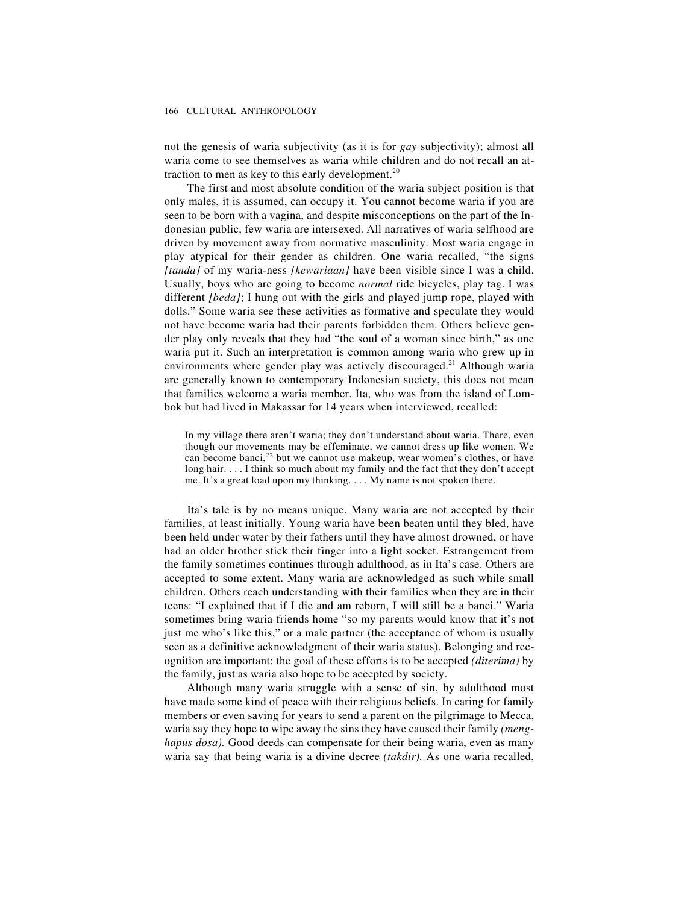not the genesis of waria subjectivity (as it is for *gay* subjectivity); almost all waria come to see themselves as waria while children and do not recall an attraction to men as key to this early development.[20]

The first and most absolute condition of the waria subject position is that only males, it is assumed, can occupy it. You cannot become waria if you are seen to be born with a vagina, and despite misconceptions on the part of the Indonesian public, few waria are intersexed. All narratives of waria selfhood are driven by movement away from normative masculinity. Most waria engage in play atypical for their gender as children. One waria recalled, "the signs *[tanda]* of my waria-ness *[kewariaan]* have been visible since I was a child. Usually, boys who are going to become *normal* ride bicycles, play tag. I was different *[beda]*; I hung out with the girls and played jump rope, played with dolls." Some waria see these activities as formative and speculate they would not have become waria had their parents forbidden them. Others believe gender play only reveals that they had "the soul of a woman since birth," as one waria put it. Such an interpretation is common among waria who grew up in environments where gender play was actively discouraged.[21] Although waria are generally known to contemporary Indonesian society, this does not mean that families welcome a waria member. Ita, who was from the island of Lombok but had lived in Makassar for 14 years when interviewed, recalled:

> In my village there aren't waria; they don't understand about waria. There, even though our movements may be effeminate, we cannot dress up like women. We can become banci,[22] but we cannot use makeup, wear women's clothes, or have long hair. . . . I think so much about my family and the fact that they don't accept me. It's a great load upon my thinking. . . . My name is not spoken there.

Ita's tale is by no means unique. Many waria are not accepted by their families, at least initially. Young waria have been beaten until they bled, have been held under water by their fathers until they have almost drowned, or have had an older brother stick their finger into a light socket. Estrangement from the family sometimes continues through adulthood, as in Ita's case. Others are accepted to some extent. Many waria are acknowledged as such while small children. Others reach understanding with their families when they are in their teens: "I explained that if I die and am reborn, I will still be a banci." Waria sometimes bring waria friends home "so my parents would know that it's not just me who's like this," or a male partner (the acceptance of whom is usually seen as a definitive acknowledgment of their waria status). Belonging and recognition are important: the goal of these efforts is to be accepted *(diterima)* by the family, just as waria also hope to be accepted by society.

Although many waria struggle with a sense of sin, by adulthood most have made some kind of peace with their religious beliefs. In caring for family members or even saving for years to send a parent on the pilgrimage to Mecca, waria say they hope to wipe away the sins they have caused their family *(menghapus dosa).* Good deeds can compensate for their being waria, even as many waria say that being waria is a divine decree *(takdir).* As one waria recalled,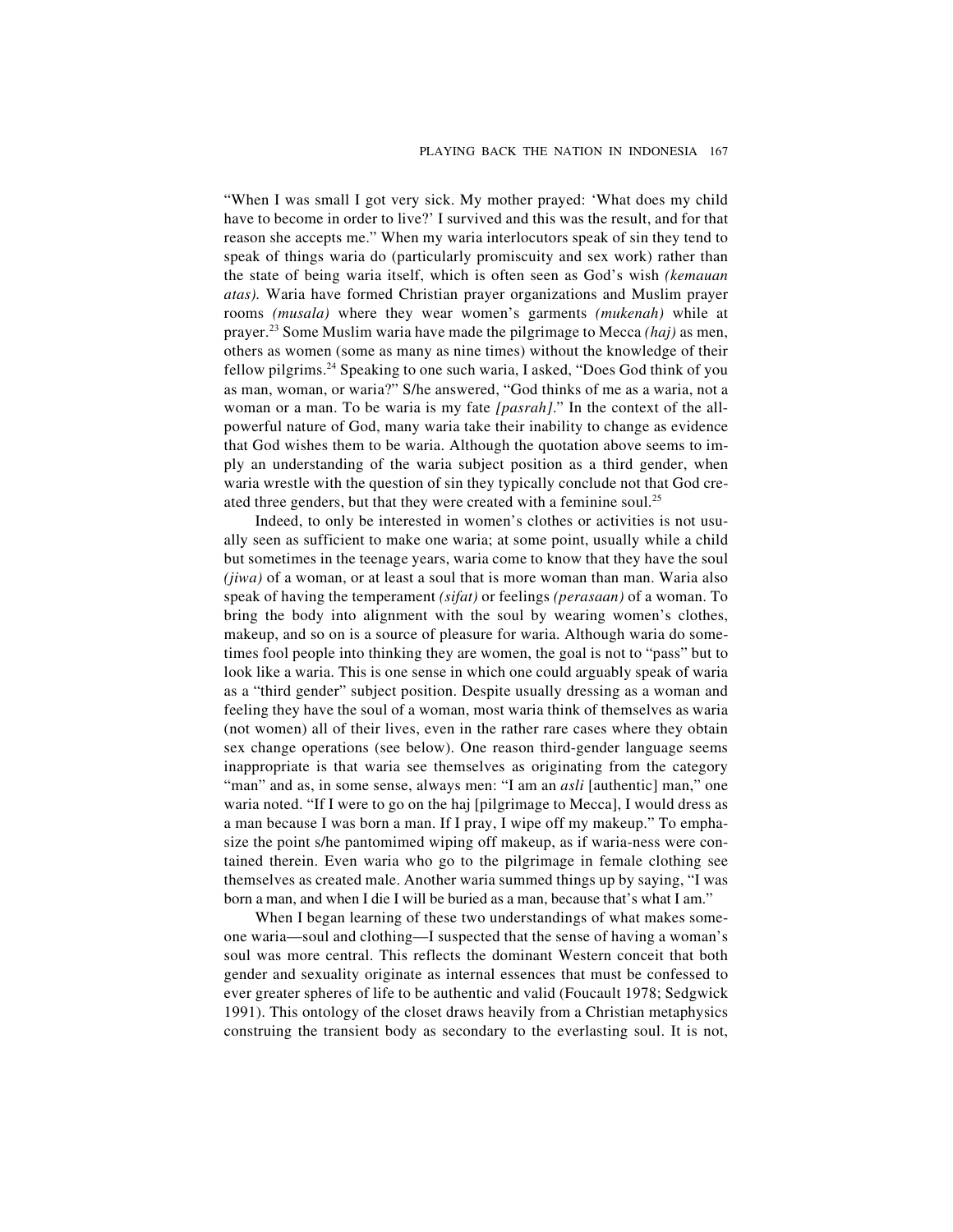"When I was small I got very sick. My mother prayed: 'What does my child have to become in order to live?' I survived and this was the result, and for that reason she accepts me." When my waria interlocutors speak of sin they tend to speak of things waria do (particularly promiscuity and sex work) rather than the state of being waria itself, which is often seen as God's wish *(kemauan atas).* Waria have formed Christian prayer organizations and Muslim prayer rooms *(musala)* where they wear women's garments *(mukenah)* while at prayer.[23] Some Muslim waria have made the pilgrimage to Mecca *(haj)* as men, others as women (some as many as nine times) without the knowledge of their fellow pilgrims.[24] Speaking to one such waria, I asked, "Does God think of you as man, woman, or waria?" S/he answered, "God thinks of me as a waria, not a woman or a man. To be waria is my fate *[pasrah]*." In the context of the all-powerful nature of God, many waria take their inability to change as evidence that God wishes them to be waria. Although the quotation above seems to imply an understanding of the waria subject position as a third gender, when waria wrestle with the question of sin they typically conclude not that God created three genders, but that they were created with a feminine soul.[25]

Indeed, to only be interested in women's clothes or activities is not usually seen as sufficient to make one waria; at some point, usually while a child but sometimes in the teenage years, waria come to know that they have the soul *(jiwa)* of a woman, or at least a soul that is more woman than man. Waria also speak of having the temperament *(sifat)* or feelings *(perasaan)* of a woman. To bring the body into alignment with the soul by wearing women's clothes, makeup, and so on is a source of pleasure for waria. Although waria do sometimes fool people into thinking they are women, the goal is not to "pass" but to look like a waria. This is one sense in which one could arguably speak of waria as a "third gender" subject position. Despite usually dressing as a woman and feeling they have the soul of a woman, most waria think of themselves as waria (not women) all of their lives, even in the rather rare cases where they obtain sex change operations (see below). One reason third-gender language seems inappropriate is that waria see themselves as originating from the category "man" and as, in some sense, always men: "I am an *asli* [authentic] man," one waria noted. "If I were to go on the haj [pilgrimage to Mecca], I would dress as a man because I was born a man. If I pray, I wipe off my makeup." To emphasize the point s/he pantomimed wiping off makeup, as if waria-ness were contained therein. Even waria who go to the pilgrimage in female clothing see themselves as created male. Another waria summed things up by saying, "I was born a man, and when I die I will be buried as a man, because that's what I am."

When I began learning of these two understandings of what makes someone waria—soul and clothing—I suspected that the sense of having a woman's soul was more central. This reflects the dominant Western conceit that both gender and sexuality originate as internal essences that must be confessed to ever greater spheres of life to be authentic and valid (Foucault 1978; Sedgwick 1991). This ontology of the closet draws heavily from a Christian metaphysics construing the transient body as secondary to the everlasting soul. It is not,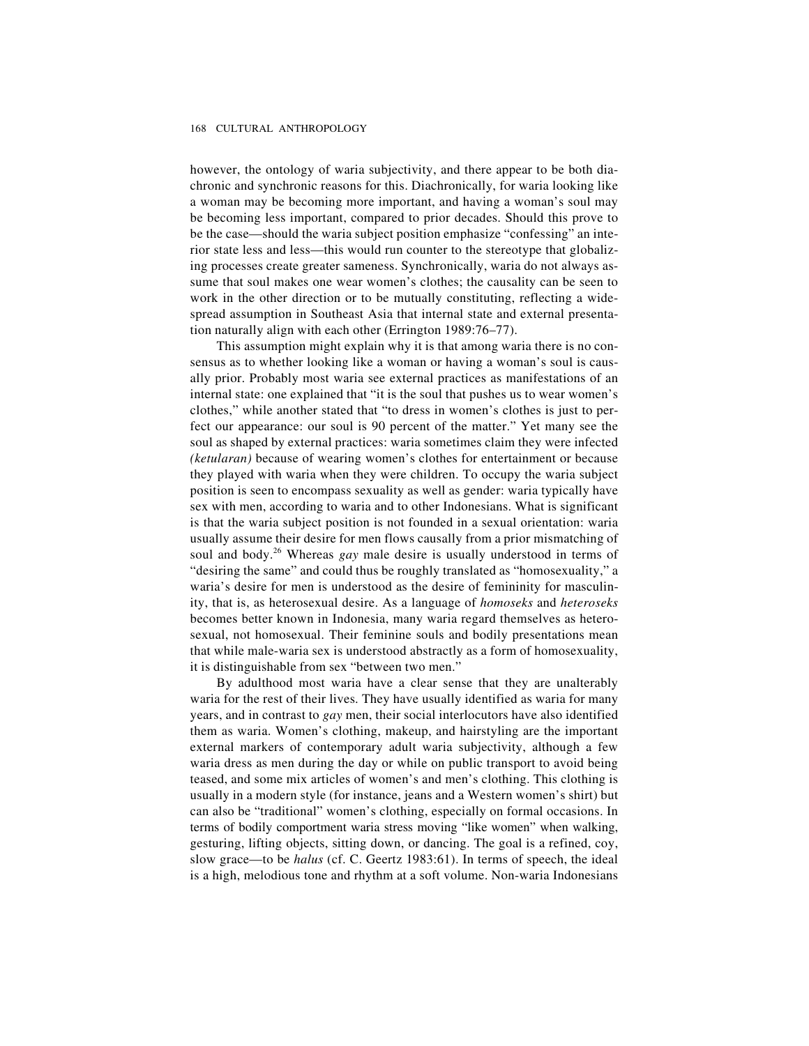however, the ontology of waria subjectivity, and there appear to be both diachronic and synchronic reasons for this. Diachronically, for waria looking like a woman may be becoming more important, and having a woman's soul may be becoming less important, compared to prior decades. Should this prove to be the case—should the waria subject position emphasize "confessing" an interior state less and less—this would run counter to the stereotype that globalizing processes create greater sameness. Synchronically, waria do not always assume that soul makes one wear women's clothes; the causality can be seen to work in the other direction or to be mutually constituting, reflecting a widespread assumption in Southeast Asia that internal state and external presentation naturally align with each other (Errington 1989:76–77).

This assumption might explain why it is that among waria there is no consensus as to whether looking like a woman or having a woman's soul is causally prior. Probably most waria see external practices as manifestations of an internal state: one explained that "it is the soul that pushes us to wear women's clothes," while another stated that "to dress in women's clothes is just to perfect our appearance: our soul is 90 percent of the matter." Yet many see the soul as shaped by external practices: waria sometimes claim they were infected *(ketularan)* because of wearing women's clothes for entertainment or because they played with waria when they were children. To occupy the waria subject position is seen to encompass sexuality as well as gender: waria typically have sex with men, according to waria and to other Indonesians. What is significant is that the waria subject position is not founded in a sexual orientation: waria usually assume their desire for men flows causally from a prior mismatching of soul and body.[26] Whereas *gay* male desire is usually understood in terms of "desiring the same" and could thus be roughly translated as "homosexuality," a waria's desire for men is understood as the desire of femininity for masculinity, that is, as heterosexual desire. As a language of *homoseks* and *heteroseks* becomes better known in Indonesia, many waria regard themselves as heterosexual, not homosexual. Their feminine souls and bodily presentations mean that while male-waria sex is understood abstractly as a form of homosexuality, it is distinguishable from sex "between two men."

By adulthood most waria have a clear sense that they are unalterably waria for the rest of their lives. They have usually identified as waria for many years, and in contrast to *gay* men, their social interlocutors have also identified them as waria. Women's clothing, makeup, and hairstyling are the important external markers of contemporary adult waria subjectivity, although a few waria dress as men during the day or while on public transport to avoid being teased, and some mix articles of women's and men's clothing. This clothing is usually in a modern style (for instance, jeans and a Western women's shirt) but can also be "traditional" women's clothing, especially on formal occasions. In terms of bodily comportment waria stress moving "like women" when walking, gesturing, lifting objects, sitting down, or dancing. The goal is a refined, coy, slow grace—to be *halus* (cf. C. Geertz 1983:61). In terms of speech, the ideal is a high, melodious tone and rhythm at a soft volume. Non-waria Indonesians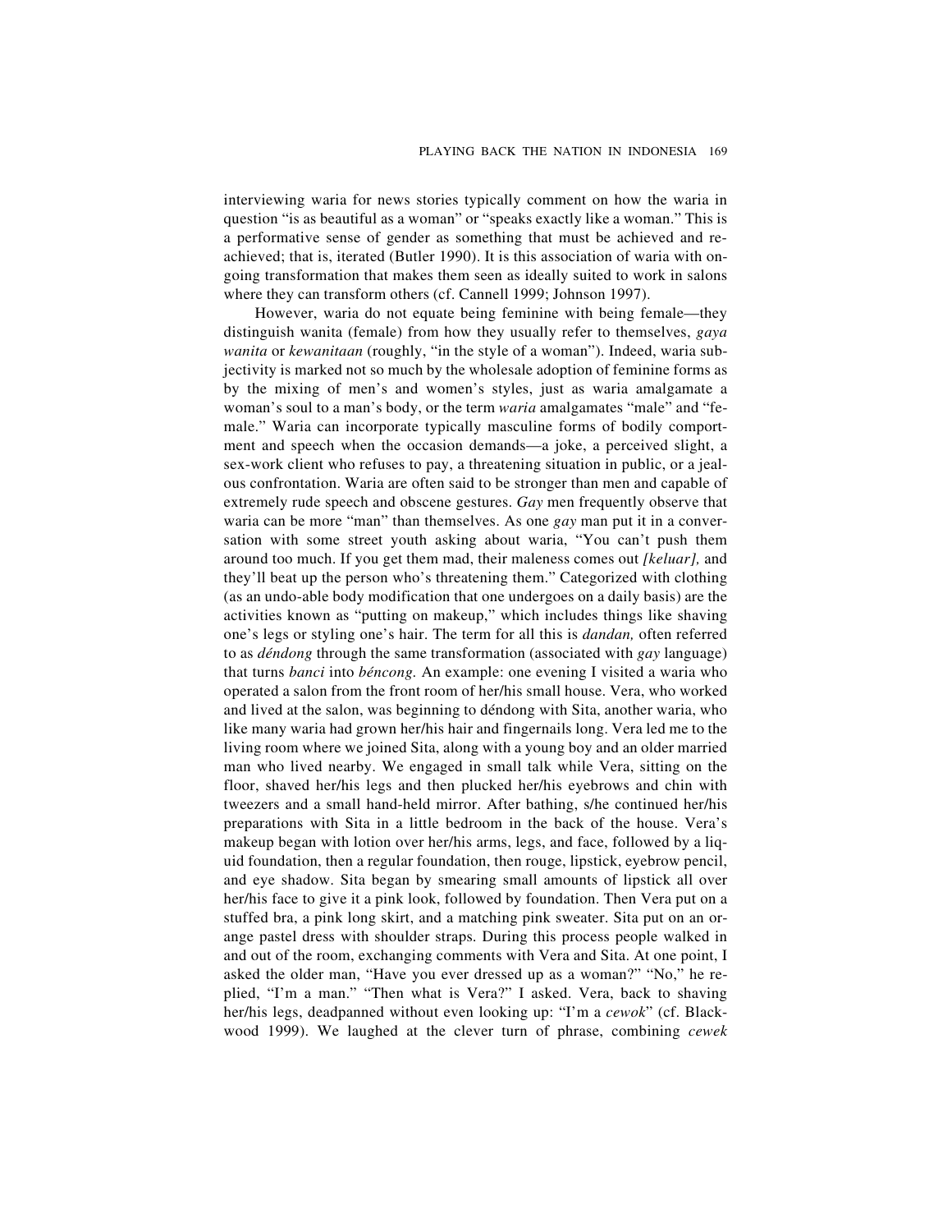interviewing waria for news stories typically comment on how the waria in question "is as beautiful as a woman" or "speaks exactly like a woman." This is a performative sense of gender as something that must be achieved and re-achieved; that is, iterated (Butler 1990). It is this association of waria with ongoing transformation that makes them seen as ideally suited to work in salons where they can transform others (cf. Cannell 1999; Johnson 1997).

However, waria do not equate being feminine with being female—they distinguish wanita (female) from how they usually refer to themselves, *gaya wanita* or *kewanitaan* (roughly, "in the style of a woman"). Indeed, waria subjectivity is marked not so much by the wholesale adoption of feminine forms as by the mixing of men's and women's styles, just as waria amalgamate a woman's soul to a man's body, or the term *waria* amalgamates "male" and "female." Waria can incorporate typically masculine forms of bodily comportment and speech when the occasion demands—a joke, a perceived slight, a sex-work client who refuses to pay, a threatening situation in public, or a jealous confrontation. Waria are often said to be stronger than men and capable of extremely rude speech and obscene gestures. *Gay* men frequently observe that waria can be more "man" than themselves. As one *gay* man put it in a conversation with some street youth asking about waria, "You can't push them around too much. If you get them mad, their maleness comes out *[keluar],* and they'll beat up the person who's threatening them." Categorized with clothing (as an undo-able body modification that one undergoes on a daily basis) are the activities known as "putting on makeup," which includes things like shaving one's legs or styling one's hair. The term for all this is *dandan,* often referred to as *déndong* through the same transformation (associated with *gay* language) that turns *banci* into *béncong.* An example: one evening I visited a waria who operated a salon from the front room of her/his small house. Vera, who worked and lived at the salon, was beginning to déndong with Sita, another waria, who like many waria had grown her/his hair and fingernails long. Vera led me to the living room where we joined Sita, along with a young boy and an older married man who lived nearby. We engaged in small talk while Vera, sitting on the floor, shaved her/his legs and then plucked her/his eyebrows and chin with tweezers and a small hand-held mirror. After bathing, s/he continued her/his preparations with Sita in a little bedroom in the back of the house. Vera's makeup began with lotion over her/his arms, legs, and face, followed by a liquid foundation, then a regular foundation, then rouge, lipstick, eyebrow pencil, and eye shadow. Sita began by smearing small amounts of lipstick all over her/his face to give it a pink look, followed by foundation. Then Vera put on a stuffed bra, a pink long skirt, and a matching pink sweater. Sita put on an orange pastel dress with shoulder straps. During this process people walked in and out of the room, exchanging comments with Vera and Sita. At one point, I asked the older man, "Have you ever dressed up as a woman?" "No," he replied, "I'm a man." "Then what is Vera?" I asked. Vera, back to shaving her/his legs, deadpanned without even looking up: "I'm a *cewok*" (cf. Blackwood 1999). We laughed at the clever turn of phrase, combining *cewek*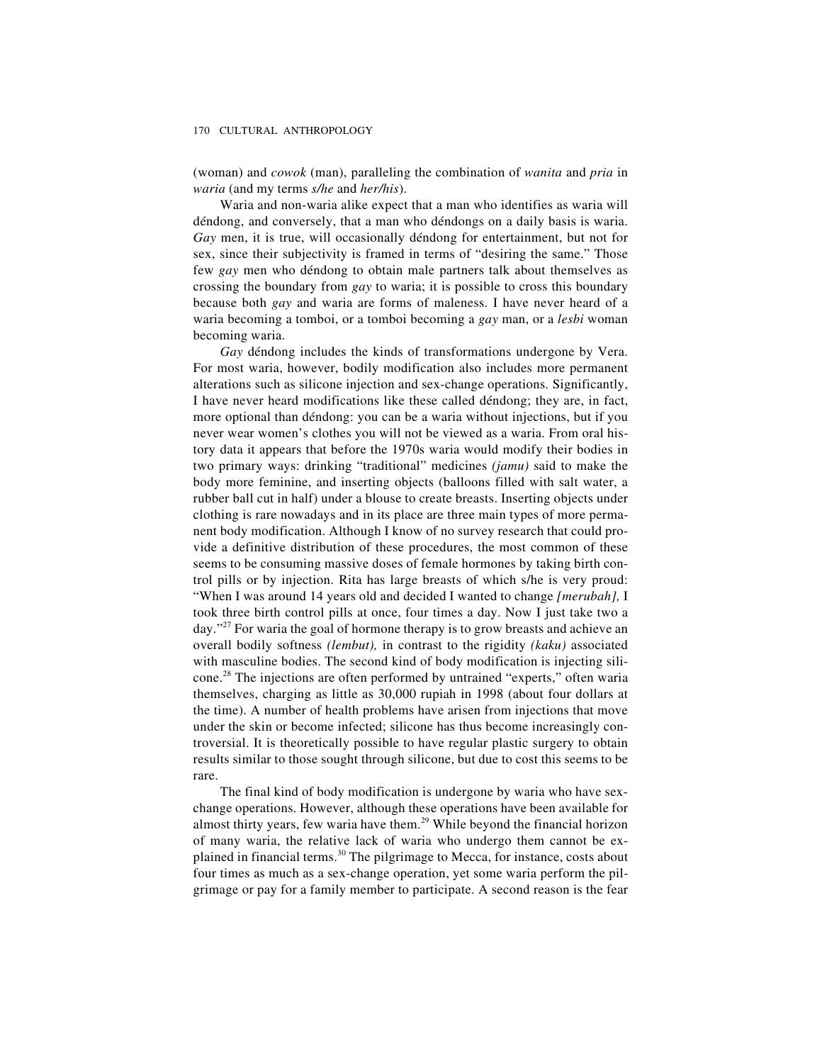(woman) and *cowok* (man), paralleling the combination of *wanita* and *pria* in *waria* (and my terms *s/he* and *her/his*).

Waria and non-waria alike expect that a man who identifies as waria will déndong, and conversely, that a man who déndongs on a daily basis is waria. *Gay* men, it is true, will occasionally déndong for entertainment, but not for sex, since their subjectivity is framed in terms of "desiring the same." Those few *gay* men who déndong to obtain male partners talk about themselves as crossing the boundary from *gay* to waria; it is possible to cross this boundary because both *gay* and waria are forms of maleness. I have never heard of a waria becoming a tomboi, or a tomboi becoming a *gay* man, or a *lesbi* woman becoming waria.

*Gay* déndong includes the kinds of transformations undergone by Vera. For most waria, however, bodily modification also includes more permanent alterations such as silicone injection and sex-change operations. Significantly, I have never heard modifications like these called déndong; they are, in fact, more optional than déndong: you can be a waria without injections, but if you never wear women's clothes you will not be viewed as a waria. From oral history data it appears that before the 1970s waria would modify their bodies in two primary ways: drinking "traditional" medicines *(jamu)* said to make the body more feminine, and inserting objects (balloons filled with salt water, a rubber ball cut in half) under a blouse to create breasts. Inserting objects under clothing is rare nowadays and in its place are three main types of more permanent body modification. Although I know of no survey research that could provide a definitive distribution of these procedures, the most common of these seems to be consuming massive doses of female hormones by taking birth control pills or by injection. Rita has large breasts of which s/he is very proud: "When I was around 14 years old and decided I wanted to change *[merubah],* I took three birth control pills at once, four times a day. Now I just take two a day."[27] For waria the goal of hormone therapy is to grow breasts and achieve an overall bodily softness *(lembut),* in contrast to the rigidity *(kaku)* associated with masculine bodies. The second kind of body modification is injecting silicone.[28] The injections are often performed by untrained "experts," often waria themselves, charging as little as 30,000 rupiah in 1998 (about four dollars at the time). A number of health problems have arisen from injections that move under the skin or become infected; silicone has thus become increasingly controversial. It is theoretically possible to have regular plastic surgery to obtain results similar to those sought through silicone, but due to cost this seems to be rare.

The final kind of body modification is undergone by waria who have sex-change operations. However, although these operations have been available for almost thirty years, few waria have them.[29] While beyond the financial horizon of many waria, the relative lack of waria who undergo them cannot be explained in financial terms.[30] The pilgrimage to Mecca, for instance, costs about four times as much as a sex-change operation, yet some waria perform the pilgrimage or pay for a family member to participate. A second reason is the fear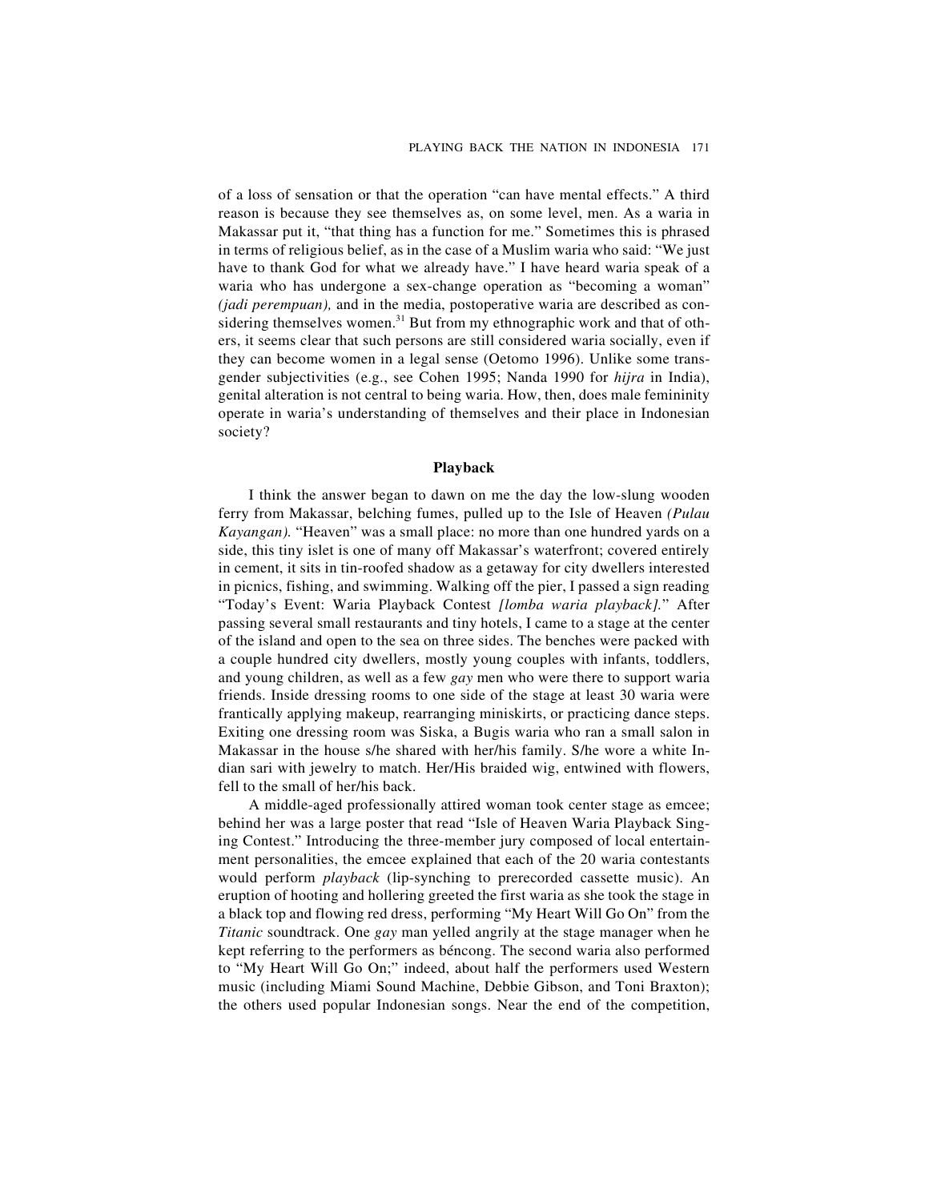of a loss of sensation or that the operation "can have mental effects." A third reason is because they see themselves as, on some level, men. As a waria in Makassar put it, "that thing has a function for me." Sometimes this is phrased in terms of religious belief, as in the case of a Muslim waria who said: "We just have to thank God for what we already have." I have heard waria speak of a waria who has undergone a sex-change operation as "becoming a woman" *(jadi perempuan),* and in the media, postoperative waria are described as considering themselves women.[31] But from my ethnographic work and that of others, it seems clear that such persons are still considered waria socially, even if they can become women in a legal sense (Oetomo 1996). Unlike some transgender subjectivities (e.g., see Cohen 1995; Nanda 1990 for *hijra* in India), genital alteration is not central to being waria. How, then, does male femininity operate in waria's understanding of themselves and their place in Indonesian society?

## Playback

I think the answer began to dawn on me the day the low-slung wooden ferry from Makassar, belching fumes, pulled up to the Isle of Heaven *(Pulau Kayangan).* "Heaven" was a small place: no more than one hundred yards on a side, this tiny islet is one of many off Makassar's waterfront; covered entirely in cement, it sits in tin-roofed shadow as a getaway for city dwellers interested in picnics, fishing, and swimming. Walking off the pier, I passed a sign reading "Today's Event: Waria Playback Contest *[lomba waria playback].*" After passing several small restaurants and tiny hotels, I came to a stage at the center of the island and open to the sea on three sides. The benches were packed with a couple hundred city dwellers, mostly young couples with infants, toddlers, and young children, as well as a few *gay* men who were there to support waria friends. Inside dressing rooms to one side of the stage at least 30 waria were frantically applying makeup, rearranging miniskirts, or practicing dance steps. Exiting one dressing room was Siska, a Bugis waria who ran a small salon in Makassar in the house s/he shared with her/his family. S/he wore a white Indian sari with jewelry to match. Her/His braided wig, entwined with flowers, fell to the small of her/his back.

A middle-aged professionally attired woman took center stage as emcee; behind her was a large poster that read "Isle of Heaven Waria Playback Singing Contest." Introducing the three-member jury composed of local entertainment personalities, the emcee explained that each of the 20 waria contestants would perform *playback* (lip-synching to prerecorded cassette music). An eruption of hooting and hollering greeted the first waria as she took the stage in a black top and flowing red dress, performing "My Heart Will Go On" from the *Titanic* soundtrack. One *gay* man yelled angrily at the stage manager when he kept referring to the performers as béncong. The second waria also performed to "My Heart Will Go On;" indeed, about half the performers used Western music (including Miami Sound Machine, Debbie Gibson, and Toni Braxton); the others used popular Indonesian songs. Near the end of the competition,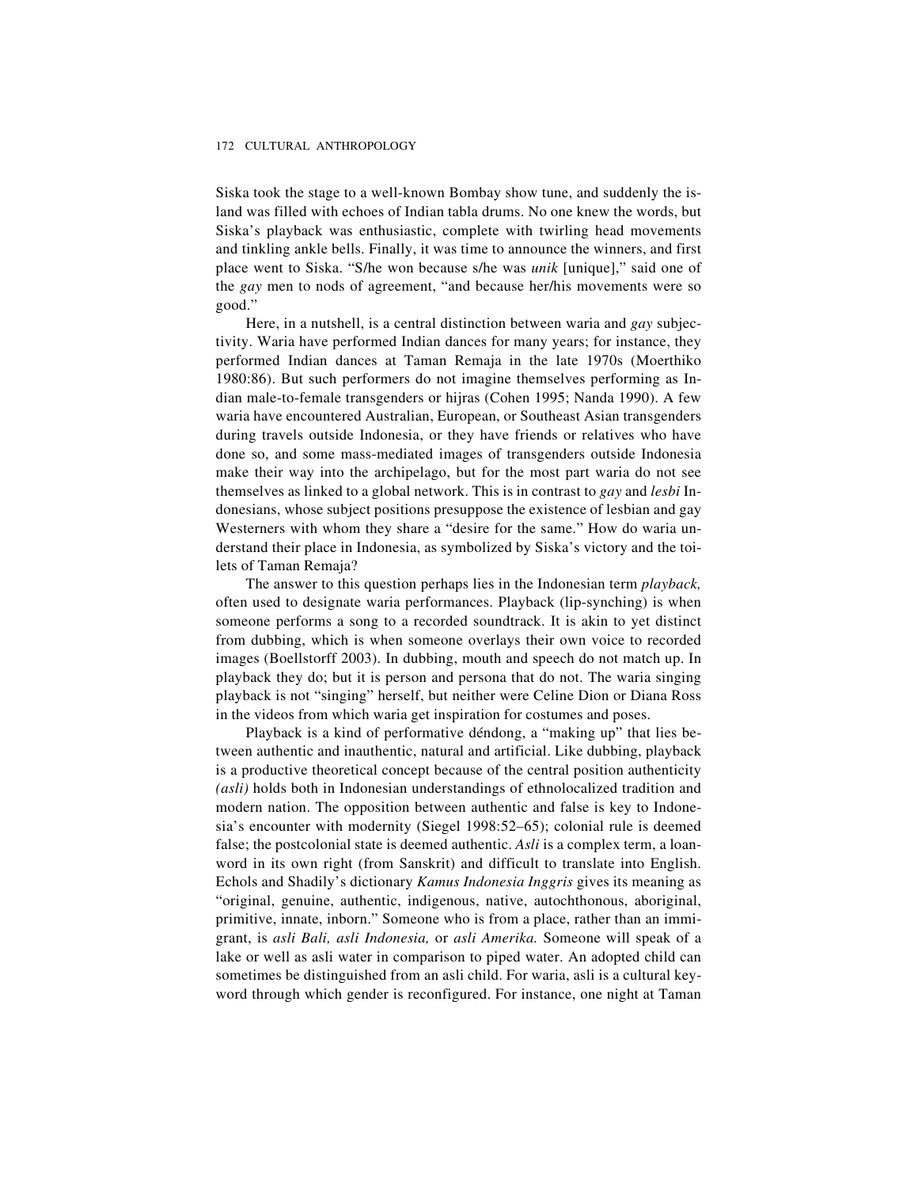Siska took the stage to a well-known Bombay show tune, and suddenly the island was filled with echoes of Indian tabla drums. No one knew the words, but Siska's playback was enthusiastic, complete with twirling head movements and tinkling ankle bells. Finally, it was time to announce the winners, and first place went to Siska. "S/he won because s/he was *unik* [unique]," said one of the *gay* men to nods of agreement, "and because her/his movements were so good."

Here, in a nutshell, is a central distinction between waria and *gay* subjectivity. Waria have performed Indian dances for many years; for instance, they performed Indian dances at Taman Remaja in the late 1970s (Moerthiko 1980:86). But such performers do not imagine themselves performing as Indian male-to-female transgenders or hijras (Cohen 1995; Nanda 1990). A few waria have encountered Australian, European, or Southeast Asian transgenders during travels outside Indonesia, or they have friends or relatives who have done so, and some mass-mediated images of transgenders outside Indonesia make their way into the archipelago, but for the most part waria do not see themselves as linked to a global network. This is in contrast to *gay* and *lesbi* Indonesians, whose subject positions presuppose the existence of lesbian and gay Westerners with whom they share a "desire for the same." How do waria understand their place in Indonesia, as symbolized by Siska's victory and the toilets of Taman Remaja?

The answer to this question perhaps lies in the Indonesian term *playback,* often used to designate waria performances. Playback (lip-synching) is when someone performs a song to a recorded soundtrack. It is akin to yet distinct from dubbing, which is when someone overlays their own voice to recorded images (Boellstorff 2003). In dubbing, mouth and speech do not match up. In playback they do; but it is person and persona that do not. The waria singing playback is not "singing" herself, but neither were Celine Dion or Diana Ross in the videos from which waria get inspiration for costumes and poses.

Playback is a kind of performative déndong, a "making up" that lies between authentic and inauthentic, natural and artificial. Like dubbing, playback is a productive theoretical concept because of the central position authenticity *(asli)* holds both in Indonesian understandings of ethnolocalized tradition and modern nation. The opposition between authentic and false is key to Indonesia's encounter with modernity (Siegel 1998:52–65); colonial rule is deemed false; the postcolonial state is deemed authentic. *Asli* is a complex term, a loanword in its own right (from Sanskrit) and difficult to translate into English. Echols and Shadily's dictionary *Kamus Indonesia Inggris* gives its meaning as "original, genuine, authentic, indigenous, native, autochthonous, aboriginal, primitive, innate, inborn." Someone who is from a place, rather than an immigrant, is *asli Bali, asli Indonesia,* or *asli Amerika.* Someone will speak of a lake or well as asli water in comparison to piped water. An adopted child can sometimes be distinguished from an asli child. For waria, asli is a cultural keyword through which gender is reconfigured. For instance, one night at Taman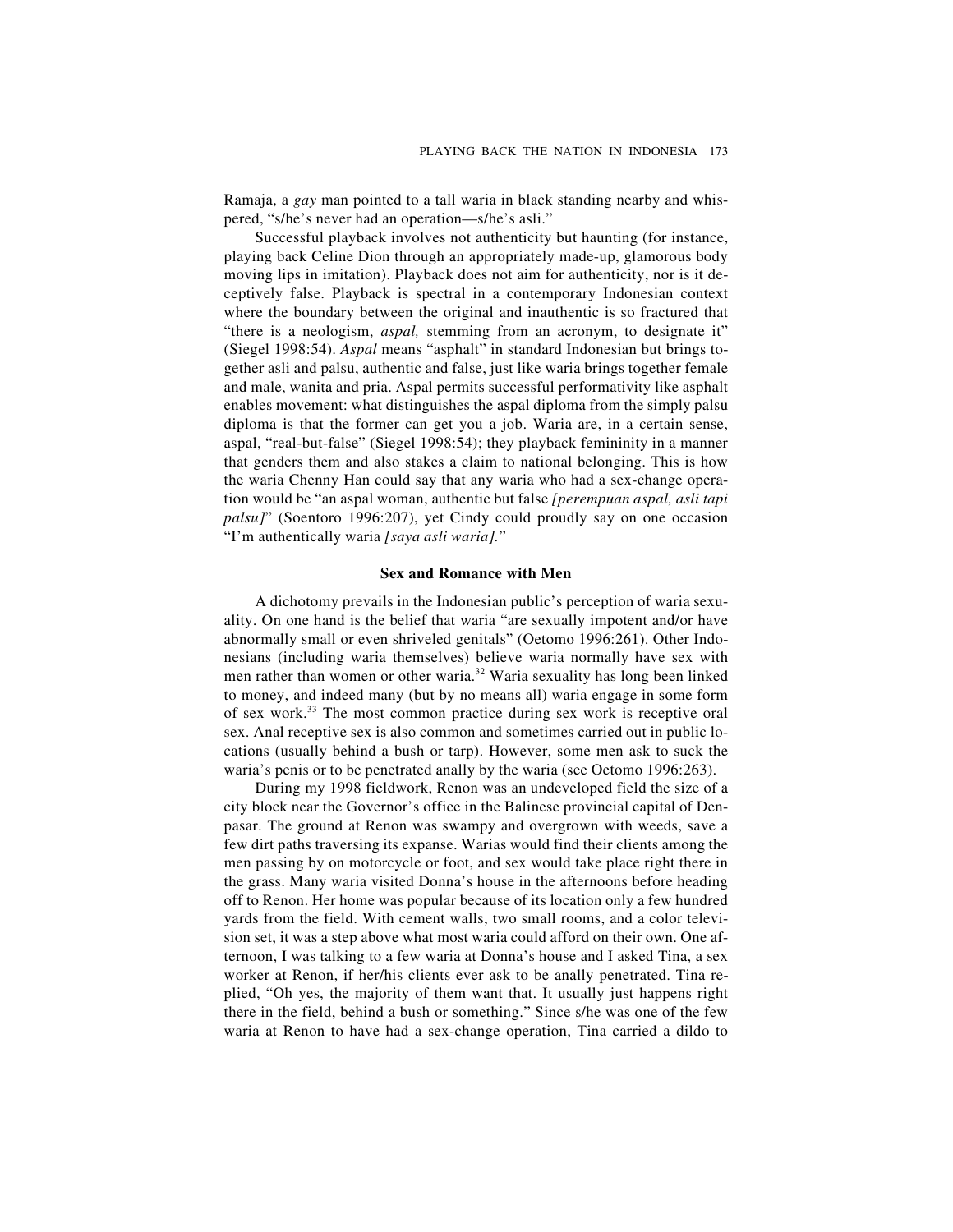Ramaja, a *gay* man pointed to a tall waria in black standing nearby and whispered, "s/he's never had an operation—s/he's asli."

Successful playback involves not authenticity but haunting (for instance, playing back Celine Dion through an appropriately made-up, glamorous body moving lips in imitation). Playback does not aim for authenticity, nor is it deceptively false. Playback is spectral in a contemporary Indonesian context where the boundary between the original and inauthentic is so fractured that "there is a neologism, *aspal,* stemming from an acronym, to designate it" (Siegel 1998:54). *Aspal* means "asphalt" in standard Indonesian but brings together asli and palsu, authentic and false, just like waria brings together female and male, wanita and pria. Aspal permits successful performativity like asphalt enables movement: what distinguishes the aspal diploma from the simply palsu diploma is that the former can get you a job. Waria are, in a certain sense, aspal, "real-but-false" (Siegel 1998:54); they playback femininity in a manner that genders them and also stakes a claim to national belonging. This is how the waria Chenny Han could say that any waria who had a sex-change operation would be "an aspal woman, authentic but false *[perempuan aspal, asli tapi palsu]*" (Soentoro 1996:207), yet Cindy could proudly say on one occasion "I'm authentically waria *[saya asli waria].*"

## Sex and Romance with Men

A dichotomy prevails in the Indonesian public's perception of waria sexuality. On one hand is the belief that waria "are sexually impotent and/or have abnormally small or even shriveled genitals" (Oetomo 1996:261). Other Indonesians (including waria themselves) believe waria normally have sex with men rather than women or other waria.[32] Waria sexuality has long been linked to money, and indeed many (but by no means all) waria engage in some form of sex work.[33] The most common practice during sex work is receptive oral sex. Anal receptive sex is also common and sometimes carried out in public locations (usually behind a bush or tarp). However, some men ask to suck the waria's penis or to be penetrated anally by the waria (see Oetomo 1996:263).

During my 1998 fieldwork, Renon was an undeveloped field the size of a city block near the Governor's office in the Balinese provincial capital of Denpasar. The ground at Renon was swampy and overgrown with weeds, save a few dirt paths traversing its expanse. Warias would find their clients among the men passing by on motorcycle or foot, and sex would take place right there in the grass. Many waria visited Donna's house in the afternoons before heading off to Renon. Her home was popular because of its location only a few hundred yards from the field. With cement walls, two small rooms, and a color television set, it was a step above what most waria could afford on their own. One afternoon, I was talking to a few waria at Donna's house and I asked Tina, a sex worker at Renon, if her/his clients ever ask to be anally penetrated. Tina replied, "Oh yes, the majority of them want that. It usually just happens right there in the field, behind a bush or something." Since s/he was one of the few waria at Renon to have had a sex-change operation, Tina carried a dildo to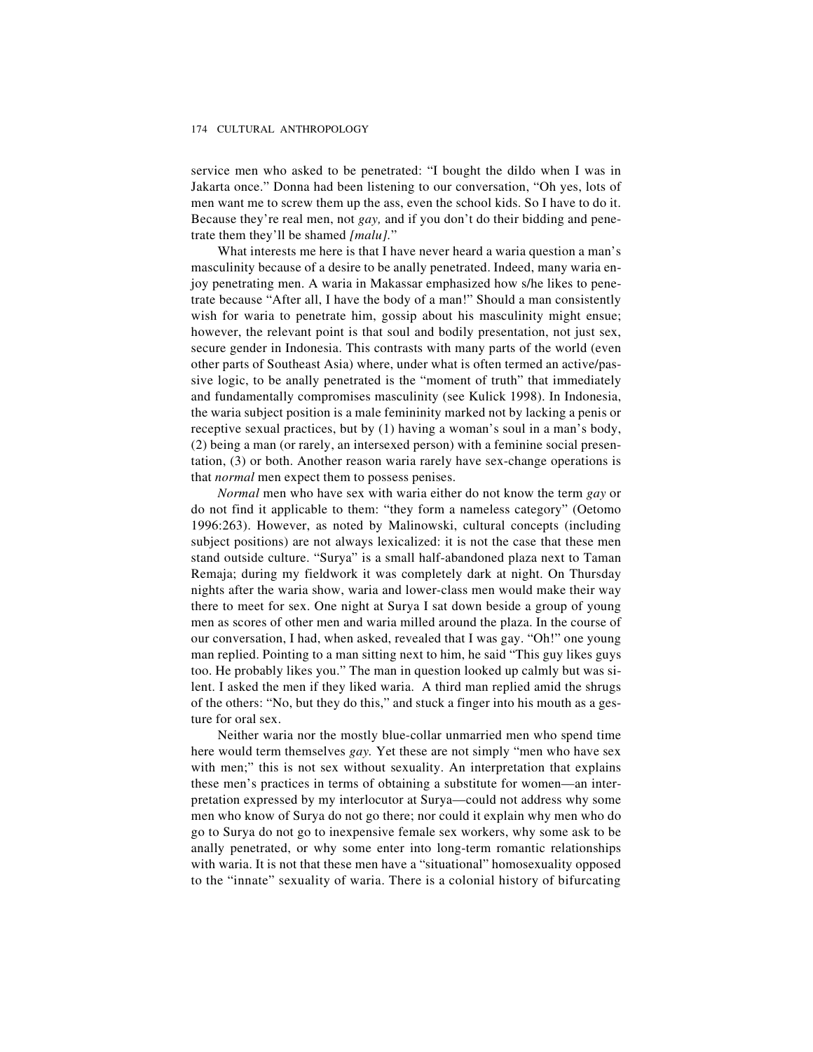service men who asked to be penetrated: "I bought the dildo when I was in Jakarta once." Donna had been listening to our conversation, "Oh yes, lots of men want me to screw them up the ass, even the school kids. So I have to do it. Because they're real men, not *gay,* and if you don't do their bidding and penetrate them they'll be shamed *[malu]*."

What interests me here is that I have never heard a waria question a man's masculinity because of a desire to be anally penetrated. Indeed, many waria enjoy penetrating men. A waria in Makassar emphasized how s/he likes to penetrate because "After all, I have the body of a man!" Should a man consistently wish for waria to penetrate him, gossip about his masculinity might ensue; however, the relevant point is that soul and bodily presentation, not just sex, secure gender in Indonesia. This contrasts with many parts of the world (even other parts of Southeast Asia) where, under what is often termed an active/passive logic, to be anally penetrated is the "moment of truth" that immediately and fundamentally compromises masculinity (see Kulick 1998). In Indonesia, the waria subject position is a male femininity marked not by lacking a penis or receptive sexual practices, but by (1) having a woman's soul in a man's body, (2) being a man (or rarely, an intersexed person) with a feminine social presentation, (3) or both. Another reason waria rarely have sex-change operations is that *normal* men expect them to possess penises.

*Normal* men who have sex with waria either do not know the term *gay* or do not find it applicable to them: "they form a nameless category" (Oetomo 1996:263). However, as noted by Malinowski, cultural concepts (including subject positions) are not always lexicalized: it is not the case that these men stand outside culture. "Surya" is a small half-abandoned plaza next to Taman Remaja; during my fieldwork it was completely dark at night. On Thursday nights after the waria show, waria and lower-class men would make their way there to meet for sex. One night at Surya I sat down beside a group of young men as scores of other men and waria milled around the plaza. In the course of our conversation, I had, when asked, revealed that I was gay. "Oh!" one young man replied. Pointing to a man sitting next to him, he said "This guy likes guys too. He probably likes you." The man in question looked up calmly but was silent. I asked the men if they liked waria. A third man replied amid the shrugs of the others: "No, but they do this," and stuck a finger into his mouth as a gesture for oral sex.

Neither waria nor the mostly blue-collar unmarried men who spend time here would term themselves *gay.* Yet these are not simply "men who have sex with men;" this is not sex without sexuality. An interpretation that explains these men's practices in terms of obtaining a substitute for women—an interpretation expressed by my interlocutor at Surya—could not address why some men who know of Surya do not go there; nor could it explain why men who do go to Surya do not go to inexpensive female sex workers, why some ask to be anally penetrated, or why some enter into long-term romantic relationships with waria. It is not that these men have a "situational" homosexuality opposed to the "innate" sexuality of waria. There is a colonial history of bifurcating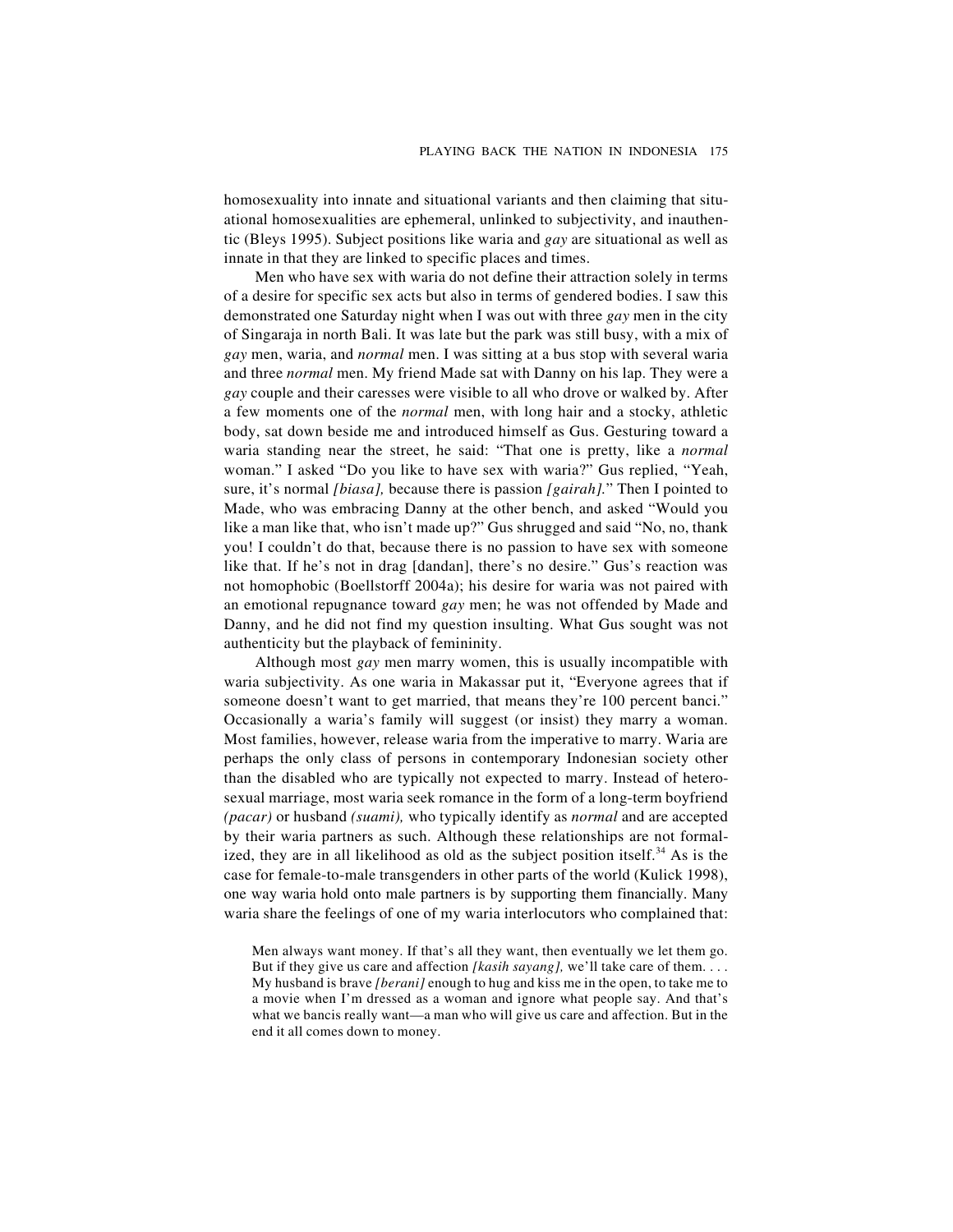homosexuality into innate and situational variants and then claiming that situational homosexualities are ephemeral, unlinked to subjectivity, and inauthentic (Bleys 1995). Subject positions like waria and *gay* are situational as well as innate in that they are linked to specific places and times.

Men who have sex with waria do not define their attraction solely in terms of a desire for specific sex acts but also in terms of gendered bodies. I saw this demonstrated one Saturday night when I was out with three *gay* men in the city of Singaraja in north Bali. It was late but the park was still busy, with a mix of *gay* men, waria, and *normal* men. I was sitting at a bus stop with several waria and three *normal* men. My friend Made sat with Danny on his lap. They were a *gay* couple and their caresses were visible to all who drove or walked by. After a few moments one of the *normal* men, with long hair and a stocky, athletic body, sat down beside me and introduced himself as Gus. Gesturing toward a waria standing near the street, he said: "That one is pretty, like a *normal* woman." I asked "Do you like to have sex with waria?" Gus replied, "Yeah, sure, it's normal *[biasa],* because there is passion *[gairah].*" Then I pointed to Made, who was embracing Danny at the other bench, and asked "Would you like a man like that, who isn't made up?" Gus shrugged and said "No, no, thank you! I couldn't do that, because there is no passion to have sex with someone like that. If he's not in drag [dandan], there's no desire." Gus's reaction was not homophobic (Boellstorff 2004a); his desire for waria was not paired with an emotional repugnance toward *gay* men; he was not offended by Made and Danny, and he did not find my question insulting. What Gus sought was not authenticity but the playback of femininity.

Although most *gay* men marry women, this is usually incompatible with waria subjectivity. As one waria in Makassar put it, "Everyone agrees that if someone doesn't want to get married, that means they're 100 percent banci." Occasionally a waria's family will suggest (or insist) they marry a woman. Most families, however, release waria from the imperative to marry. Waria are perhaps the only class of persons in contemporary Indonesian society other than the disabled who are typically not expected to marry. Instead of heterosexual marriage, most waria seek romance in the form of a long-term boyfriend *(pacar)* or husband *(suami),* who typically identify as *normal* and are accepted by their waria partners as such. Although these relationships are not formalized, they are in all likelihood as old as the subject position itself.[34] As is the case for female-to-male transgenders in other parts of the world (Kulick 1998), one way waria hold onto male partners is by supporting them financially. Many waria share the feelings of one of my waria interlocutors who complained that:

> Men always want money. If that's all they want, then eventually we let them go. But if they give us care and affection *[kasih sayang],* we'll take care of them. . . . My husband is brave *[berani]* enough to hug and kiss me in the open, to take me to a movie when I'm dressed as a woman and ignore what people say. And that's what we bancis really want—a man who will give us care and affection. But in the end it all comes down to money.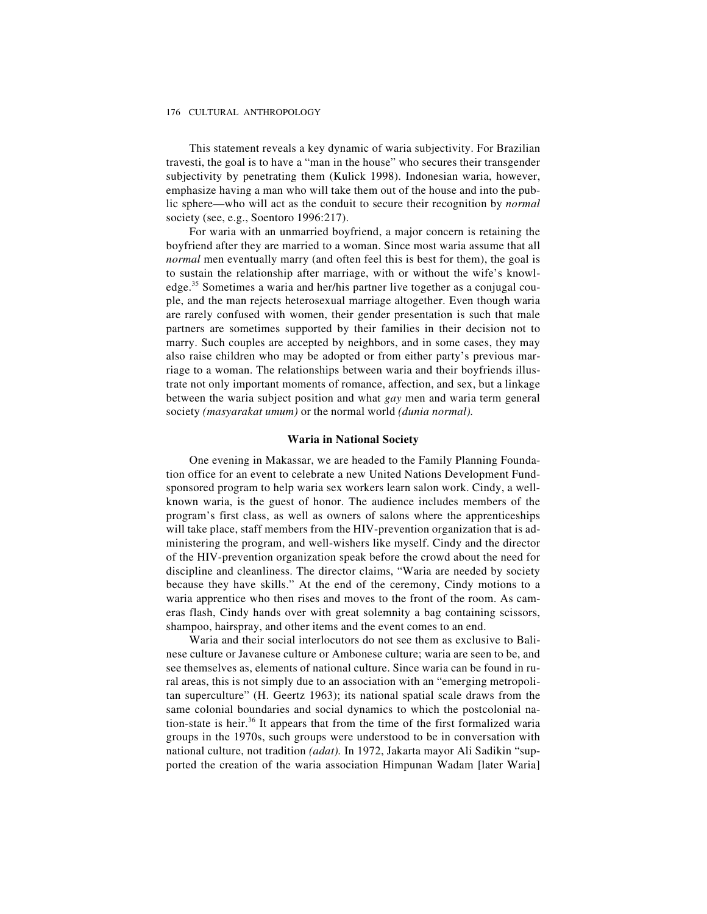This statement reveals a key dynamic of waria subjectivity. For Brazilian travesti, the goal is to have a "man in the house" who secures their transgender subjectivity by penetrating them (Kulick 1998). Indonesian waria, however, emphasize having a man who will take them out of the house and into the public sphere—who will act as the conduit to secure their recognition by *normal* society (see, e.g., Soentoro 1996:217).

For waria with an unmarried boyfriend, a major concern is retaining the boyfriend after they are married to a woman. Since most waria assume that all *normal* men eventually marry (and often feel this is best for them), the goal is to sustain the relationship after marriage, with or without the wife's knowledge.[35] Sometimes a waria and her/his partner live together as a conjugal couple, and the man rejects heterosexual marriage altogether. Even though waria are rarely confused with women, their gender presentation is such that male partners are sometimes supported by their families in their decision not to marry. Such couples are accepted by neighbors, and in some cases, they may also raise children who may be adopted or from either party's previous marriage to a woman. The relationships between waria and their boyfriends illustrate not only important moments of romance, affection, and sex, but a linkage between the waria subject position and what *gay* men and waria term general society *(masyarakat umum)* or the normal world *(dunia normal).*

## Waria in National Society

One evening in Makassar, we are headed to the Family Planning Foundation office for an event to celebrate a new United Nations Development Fund-sponsored program to help waria sex workers learn salon work. Cindy, a well-known waria, is the guest of honor. The audience includes members of the program's first class, as well as owners of salons where the apprenticeships will take place, staff members from the HIV-prevention organization that is administering the program, and well-wishers like myself. Cindy and the director of the HIV-prevention organization speak before the crowd about the need for discipline and cleanliness. The director claims, "Waria are needed by society because they have skills." At the end of the ceremony, Cindy motions to a waria apprentice who then rises and moves to the front of the room. As cameras flash, Cindy hands over with great solemnity a bag containing scissors, shampoo, hairspray, and other items and the event comes to an end.

Waria and their social interlocutors do not see them as exclusive to Balinese culture or Javanese culture or Ambonese culture; waria are seen to be, and see themselves as, elements of national culture. Since waria can be found in rural areas, this is not simply due to an association with an "emerging metropolitan superculture" (H. Geertz 1963); its national spatial scale draws from the same colonial boundaries and social dynamics to which the postcolonial nation-state is heir.[36] It appears that from the time of the first formalized waria groups in the 1970s, such groups were understood to be in conversation with national culture, not tradition *(adat).* In 1972, Jakarta mayor Ali Sadikin "supported the creation of the waria association Himpunan Wadam [later Waria]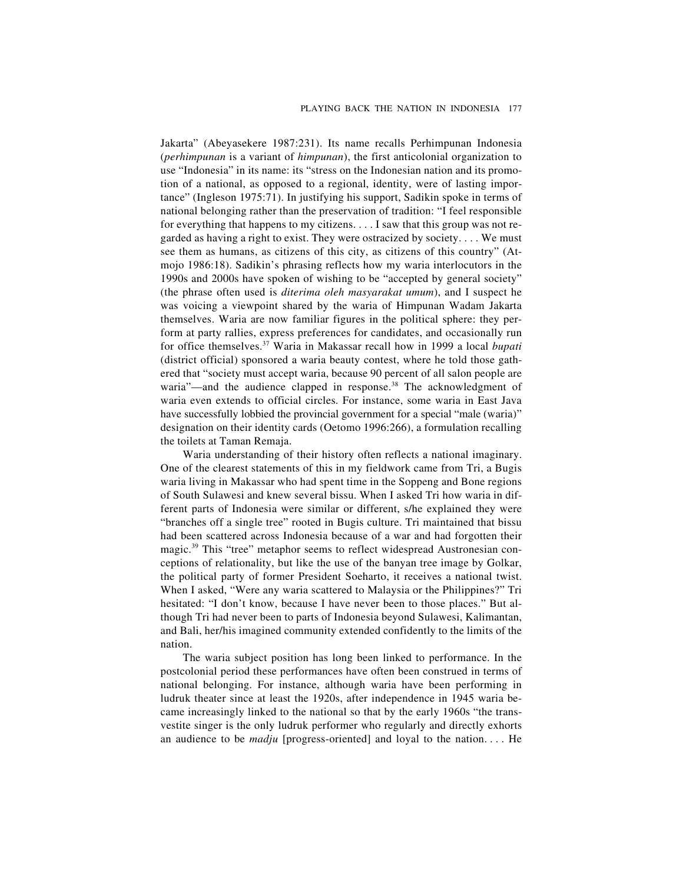Jakarta" (Abeyasekere 1987:231). Its name recalls Perhimpunan Indonesia (*perhimpunan* is a variant of *himpunan*), the first anticolonial organization to use "Indonesia" in its name: its "stress on the Indonesian nation and its promotion of a national, as opposed to a regional, identity, were of lasting importance" (Ingleson 1975:71). In justifying his support, Sadikin spoke in terms of national belonging rather than the preservation of tradition: "I feel responsible for everything that happens to my citizens. . . . I saw that this group was not regarded as having a right to exist. They were ostracized by society. . . . We must see them as humans, as citizens of this city, as citizens of this country" (Atmojo 1986:18). Sadikin's phrasing reflects how my waria interlocutors in the 1990s and 2000s have spoken of wishing to be "accepted by general society" (the phrase often used is *diterima oleh masyarakat umum*), and I suspect he was voicing a viewpoint shared by the waria of Himpunan Wadam Jakarta themselves. Waria are now familiar figures in the political sphere: they perform at party rallies, express preferences for candidates, and occasionally run for office themselves.[37] Waria in Makassar recall how in 1999 a local *bupati* (district official) sponsored a waria beauty contest, where he told those gathered that "society must accept waria, because 90 percent of all salon people are waria"—and the audience clapped in response.[38] The acknowledgment of waria even extends to official circles. For instance, some waria in East Java have successfully lobbied the provincial government for a special "male (waria)" designation on their identity cards (Oetomo 1996:266), a formulation recalling the toilets at Taman Remaja.

Waria understanding of their history often reflects a national imaginary. One of the clearest statements of this in my fieldwork came from Tri, a Bugis waria living in Makassar who had spent time in the Soppeng and Bone regions of South Sulawesi and knew several bissu. When I asked Tri how waria in different parts of Indonesia were similar or different, s/he explained they were "branches off a single tree" rooted in Bugis culture. Tri maintained that bissu had been scattered across Indonesia because of a war and had forgotten their magic.[39] This "tree" metaphor seems to reflect widespread Austronesian conceptions of relationality, but like the use of the banyan tree image by Golkar, the political party of former President Soeharto, it receives a national twist. When I asked, "Were any waria scattered to Malaysia or the Philippines?" Tri hesitated: "I don't know, because I have never been to those places." But although Tri had never been to parts of Indonesia beyond Sulawesi, Kalimantan, and Bali, her/his imagined community extended confidently to the limits of the nation.

The waria subject position has long been linked to performance. In the postcolonial period these performances have often been construed in terms of national belonging. For instance, although waria have been performing in ludruk theater since at least the 1920s, after independence in 1945 waria became increasingly linked to the national so that by the early 1960s "the transvestite singer is the only ludruk performer who regularly and directly exhorts an audience to be *madju* [progress-oriented] and loyal to the nation. . . . He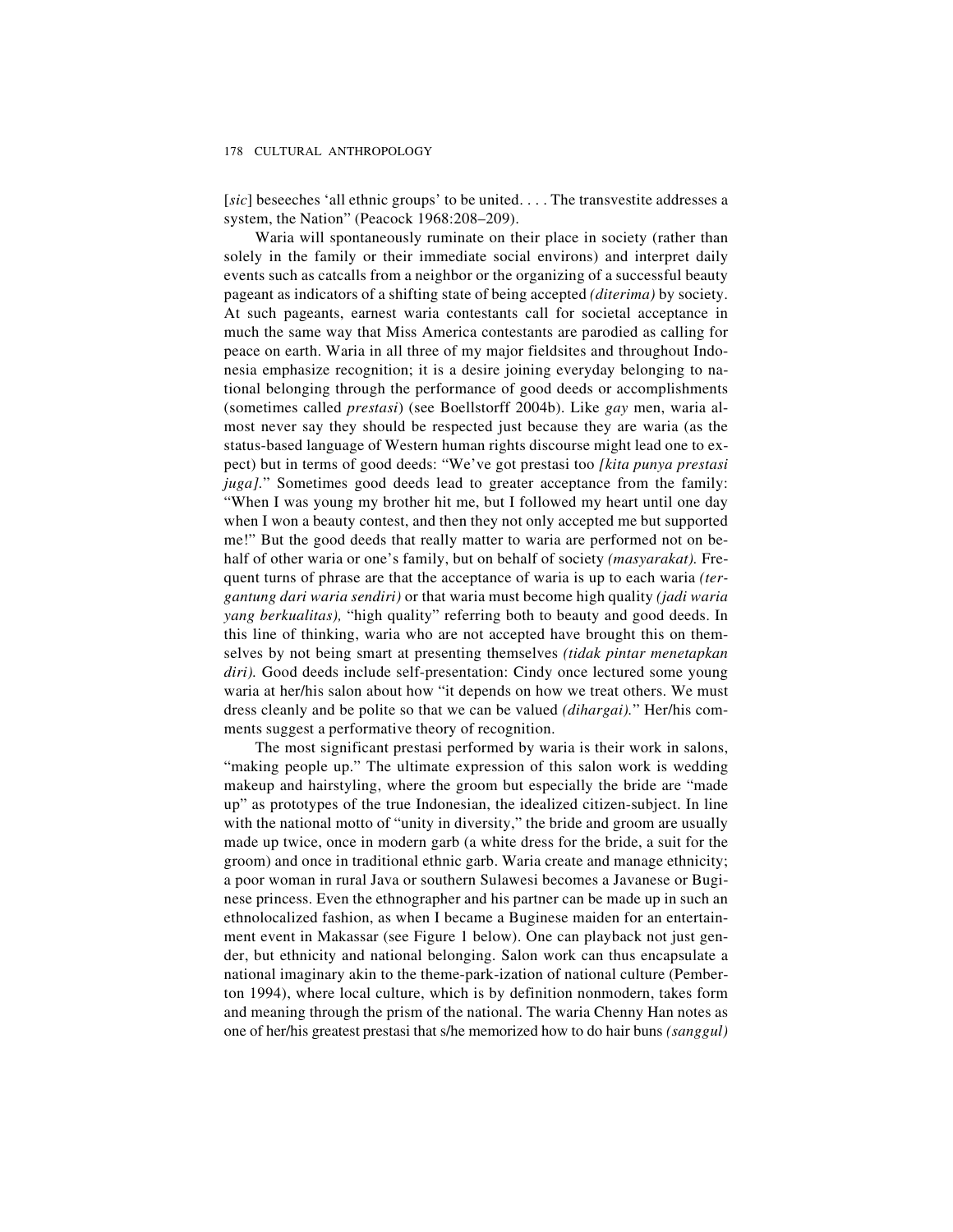[*sic*] beseeches 'all ethnic groups' to be united. . . . The transvestite addresses a system, the Nation" (Peacock 1968:208–209).

Waria will spontaneously ruminate on their place in society (rather than solely in the family or their immediate social environs) and interpret daily events such as catcalls from a neighbor or the organizing of a successful beauty pageant as indicators of a shifting state of being accepted *(diterima)* by society. At such pageants, earnest waria contestants call for societal acceptance in much the same way that Miss America contestants are parodied as calling for peace on earth. Waria in all three of my major fieldsites and throughout Indonesia emphasize recognition; it is a desire joining everyday belonging to national belonging through the performance of good deeds or accomplishments (sometimes called *prestasi*) (see Boellstorff 2004b). Like *gay* men, waria almost never say they should be respected just because they are waria (as the status-based language of Western human rights discourse might lead one to expect) but in terms of good deeds: "We've got prestasi too *[kita punya prestasi juga]*." Sometimes good deeds lead to greater acceptance from the family: "When I was young my brother hit me, but I followed my heart until one day when I won a beauty contest, and then they not only accepted me but supported me!" But the good deeds that really matter to waria are performed not on behalf of other waria or one's family, but on behalf of society *(masyarakat).* Frequent turns of phrase are that the acceptance of waria is up to each waria *(tergantung dari waria sendiri)* or that waria must become high quality *(jadi waria yang berkualitas),* "high quality" referring both to beauty and good deeds. In this line of thinking, waria who are not accepted have brought this on themselves by not being smart at presenting themselves *(tidak pintar menetapkan diri).* Good deeds include self-presentation: Cindy once lectured some young waria at her/his salon about how "it depends on how we treat others. We must dress cleanly and be polite so that we can be valued *(dihargai).*" Her/his comments suggest a performative theory of recognition.

The most significant prestasi performed by waria is their work in salons, "making people up." The ultimate expression of this salon work is wedding makeup and hairstyling, where the groom but especially the bride are "made up" as prototypes of the true Indonesian, the idealized citizen-subject. In line with the national motto of "unity in diversity," the bride and groom are usually made up twice, once in modern garb (a white dress for the bride, a suit for the groom) and once in traditional ethnic garb. Waria create and manage ethnicity; a poor woman in rural Java or southern Sulawesi becomes a Javanese or Buginese princess. Even the ethnographer and his partner can be made up in such an ethnolocalized fashion, as when I became a Buginese maiden for an entertainment event in Makassar (see Figure 1 below). One can playback not just gender, but ethnicity and national belonging. Salon work can thus encapsulate a national imaginary akin to the theme-park-ization of national culture (Pemberton 1994), where local culture, which is by definition nonmodern, takes form and meaning through the prism of the national. The waria Chenny Han notes as one of her/his greatest prestasi that s/he memorized how to do hair buns *(sanggul)*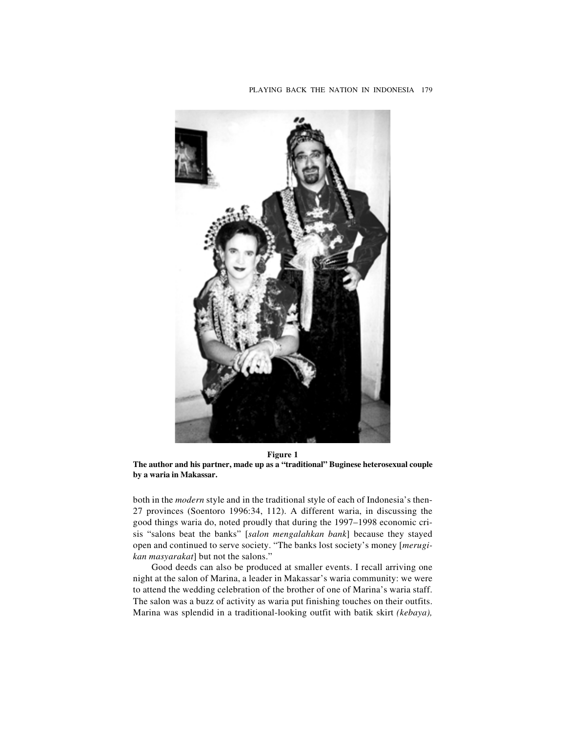**Figure 1**
**The author and his partner, made up as a "traditional" Buginese heterosexual couple by a waria in Makassar.**

both in the *modern* style and in the traditional style of each of Indonesia's then-27 provinces (Soentoro 1996:34, 112). A different waria, in discussing the good things waria do, noted proudly that during the 1997–1998 economic crisis "salons beat the banks" [*salon mengalahkan bank*] because they stayed open and continued to serve society. "The banks lost society's money [*merugikan masyarakat*] but not the salons."

Good deeds can also be produced at smaller events. I recall arriving one night at the salon of Marina, a leader in Makassar's waria community: we were to attend the wedding celebration of the brother of one of Marina's waria staff. The salon was a buzz of activity as waria put finishing touches on their outfits. Marina was splendid in a traditional-looking outfit with batik skirt *(kebaya),*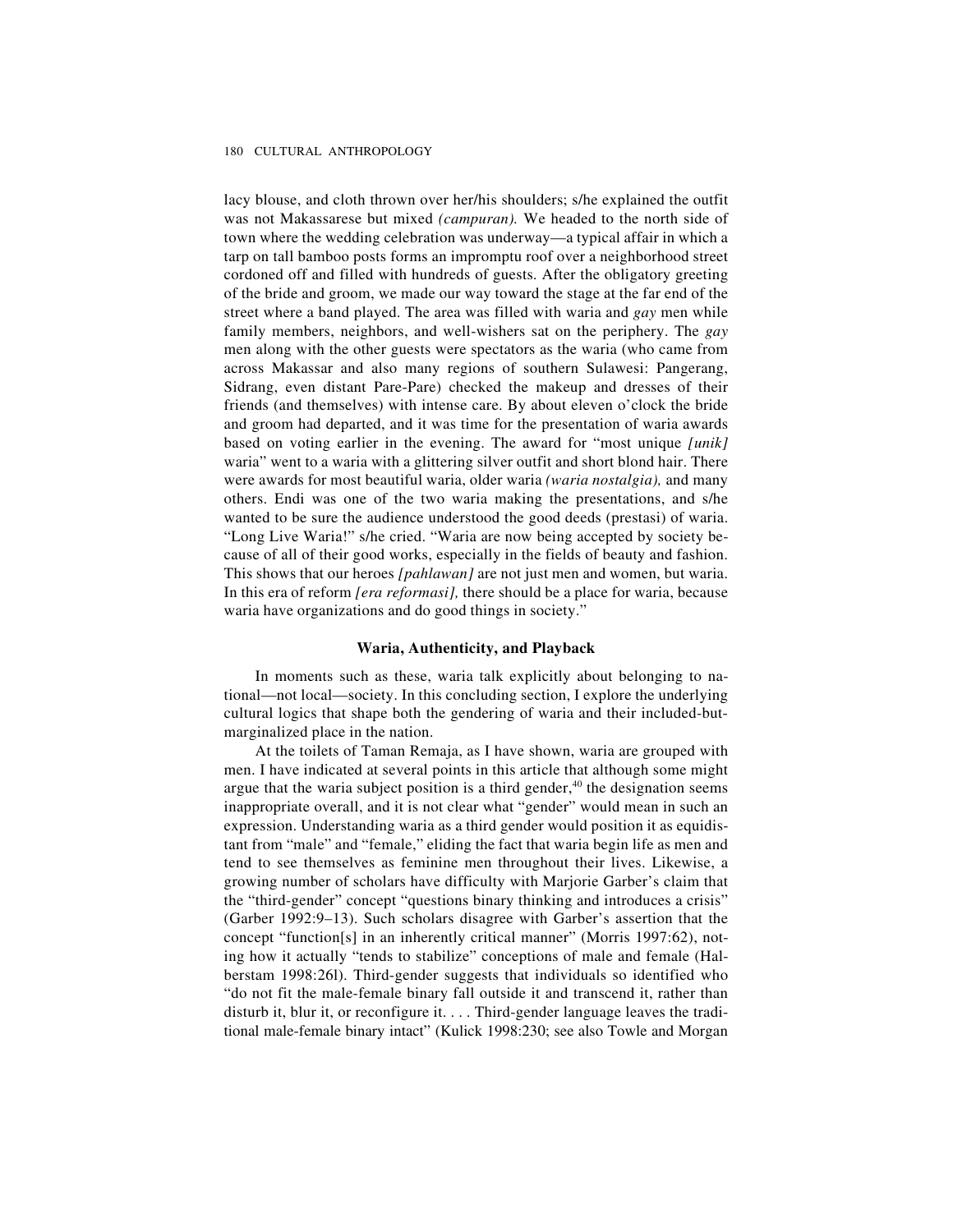lacy blouse, and cloth thrown over her/his shoulders; s/he explained the outfit was not Makassarese but mixed *(campuran).* We headed to the north side of town where the wedding celebration was underway—a typical affair in which a tarp on tall bamboo posts forms an impromptu roof over a neighborhood street cordoned off and filled with hundreds of guests. After the obligatory greeting of the bride and groom, we made our way toward the stage at the far end of the street where a band played. The area was filled with waria and *gay* men while family members, neighbors, and well-wishers sat on the periphery. The *gay* men along with the other guests were spectators as the waria (who came from across Makassar and also many regions of southern Sulawesi: Pangerang, Sidrang, even distant Pare-Pare) checked the makeup and dresses of their friends (and themselves) with intense care. By about eleven o'clock the bride and groom had departed, and it was time for the presentation of waria awards based on voting earlier in the evening. The award for "most unique *[unik]* waria" went to a waria with a glittering silver outfit and short blond hair. There were awards for most beautiful waria, older waria *(waria nostalgia),* and many others. Endi was one of the two waria making the presentations, and s/he wanted to be sure the audience understood the good deeds (prestasi) of waria. "Long Live Waria!" s/he cried. "Waria are now being accepted by society because of all of their good works, especially in the fields of beauty and fashion. This shows that our heroes *[pahlawan]* are not just men and women, but waria. In this era of reform *[era reformasi],* there should be a place for waria, because waria have organizations and do good things in society."

### Waria, Authenticity, and Playback

In moments such as these, waria talk explicitly about belonging to national—not local—society. In this concluding section, I explore the underlying cultural logics that shape both the gendering of waria and their included-but-marginalized place in the nation.

At the toilets of Taman Remaja, as I have shown, waria are grouped with men. I have indicated at several points in this article that although some might argue that the waria subject position is a third gender,[40] the designation seems inappropriate overall, and it is not clear what "gender" would mean in such an expression. Understanding waria as a third gender would position it as equidistant from "male" and "female," eliding the fact that waria begin life as men and tend to see themselves as feminine men throughout their lives. Likewise, a growing number of scholars have difficulty with Marjorie Garber's claim that the "third-gender" concept "questions binary thinking and introduces a crisis" (Garber 1992:9–13). Such scholars disagree with Garber's assertion that the concept "function[s] in an inherently critical manner" (Morris 1997:62), noting how it actually "tends to stabilize" conceptions of male and female (Halberstam 1998:26l). Third-gender suggests that individuals so identified who "do not fit the male-female binary fall outside it and transcend it, rather than disturb it, blur it, or reconfigure it. . . . Third-gender language leaves the traditional male-female binary intact" (Kulick 1998:230; see also Towle and Morgan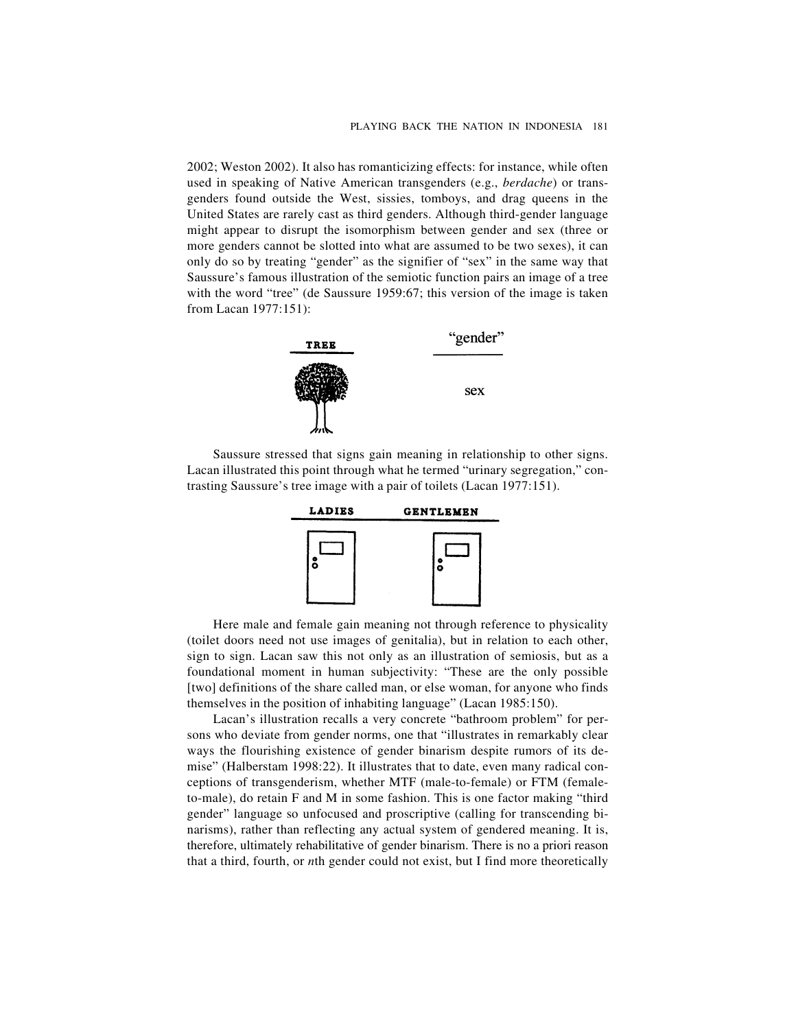2002; Weston 2002). It also has romanticizing effects: for instance, while often used in speaking of Native American transgenders (e.g., *berdache*) or transgenders found outside the West, sissies, tomboys, and drag queens in the United States are rarely cast as third genders. Although third-gender language might appear to disrupt the isomorphism between gender and sex (three or more genders cannot be slotted into what are assumed to be two sexes), it can only do so by treating "gender" as the signifier of "sex" in the same way that Saussure's famous illustration of the semiotic function pairs an image of a tree with the word "tree" (de Saussure 1959:67; this version of the image is taken from Lacan 1977:151):

| TREE | "gender" |
| --- | --- |
| | sex |

Saussure stressed that signs gain meaning in relationship to other signs. Lacan illustrated this point through what he termed "urinary segregation," contrasting Saussure's tree image with a pair of toilets (Lacan 1977:151).

| LADIES | GENTLEMEN |
| --- | --- |

Here male and female gain meaning not through reference to physicality (toilet doors need not use images of genitalia), but in relation to each other, sign to sign. Lacan saw this not only as an illustration of semiosis, but as a foundational moment in human subjectivity: "These are the only possible [two] definitions of the share called man, or else woman, for anyone who finds themselves in the position of inhabiting language" (Lacan 1985:150).

Lacan's illustration recalls a very concrete "bathroom problem" for persons who deviate from gender norms, one that "illustrates in remarkably clear ways the flourishing existence of gender binarism despite rumors of its demise" (Halberstam 1998:22). It illustrates that to date, even many radical conceptions of transgenderism, whether MTF (male-to-female) or FTM (female-to-male), do retain F and M in some fashion. This is one factor making "third gender" language so unfocused and proscriptive (calling for transcending binarisms), rather than reflecting any actual system of gendered meaning. It is, therefore, ultimately rehabilitative of gender binarism. There is no a priori reason that a third, fourth, or *n*th gender could not exist, but I find more theoretically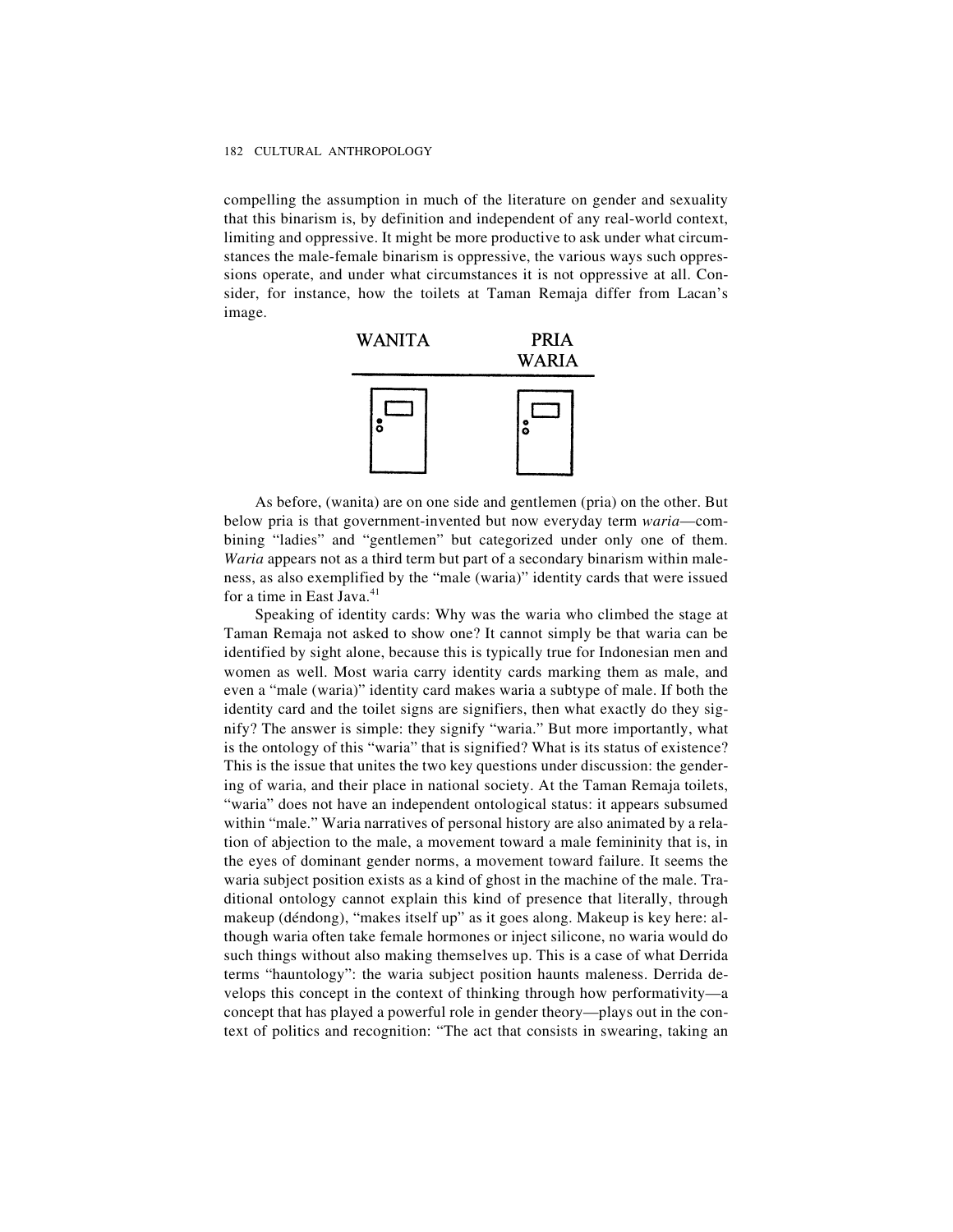compelling the assumption in much of the literature on gender and sexuality that this binarism is, by definition and independent of any real-world context, limiting and oppressive. It might be more productive to ask under what circumstances the male-female binarism is oppressive, the various ways such oppressions operate, and under what circumstances it is not oppressive at all. Consider, for instance, how the toilets at Taman Remaja differ from Lacan's image.

WANITA PRIA
WARIA

As before, (wanita) are on one side and gentlemen (pria) on the other. But below pria is that government-invented but now everyday term *waria*—combining "ladies" and "gentlemen" but categorized under only one of them. *Waria* appears not as a third term but part of a secondary binarism within maleness, as also exemplified by the "male (waria)" identity cards that were issued for a time in East Java.[41]

Speaking of identity cards: Why was the waria who climbed the stage at Taman Remaja not asked to show one? It cannot simply be that waria can be identified by sight alone, because this is typically true for Indonesian men and women as well. Most waria carry identity cards marking them as male, and even a "male (waria)" identity card makes waria a subtype of male. If both the identity card and the toilet signs are signifiers, then what exactly do they signify? The answer is simple: they signify "waria." But more importantly, what is the ontology of this "waria" that is signified? What is its status of existence? This is the issue that unites the two key questions under discussion: the gendering of waria, and their place in national society. At the Taman Remaja toilets, "waria" does not have an independent ontological status: it appears subsumed within "male." Waria narratives of personal history are also animated by a relation of abjection to the male, a movement toward a male femininity that is, in the eyes of dominant gender norms, a movement toward failure. It seems the waria subject position exists as a kind of ghost in the machine of the male. Traditional ontology cannot explain this kind of presence that literally, through makeup (déndong), "makes itself up" as it goes along. Makeup is key here: although waria often take female hormones or inject silicone, no waria would do such things without also making themselves up. This is a case of what Derrida terms "hauntology": the waria subject position haunts maleness. Derrida develops this concept in the context of thinking through how performativity—a concept that has played a powerful role in gender theory—plays out in the context of politics and recognition: "The act that consists in swearing, taking an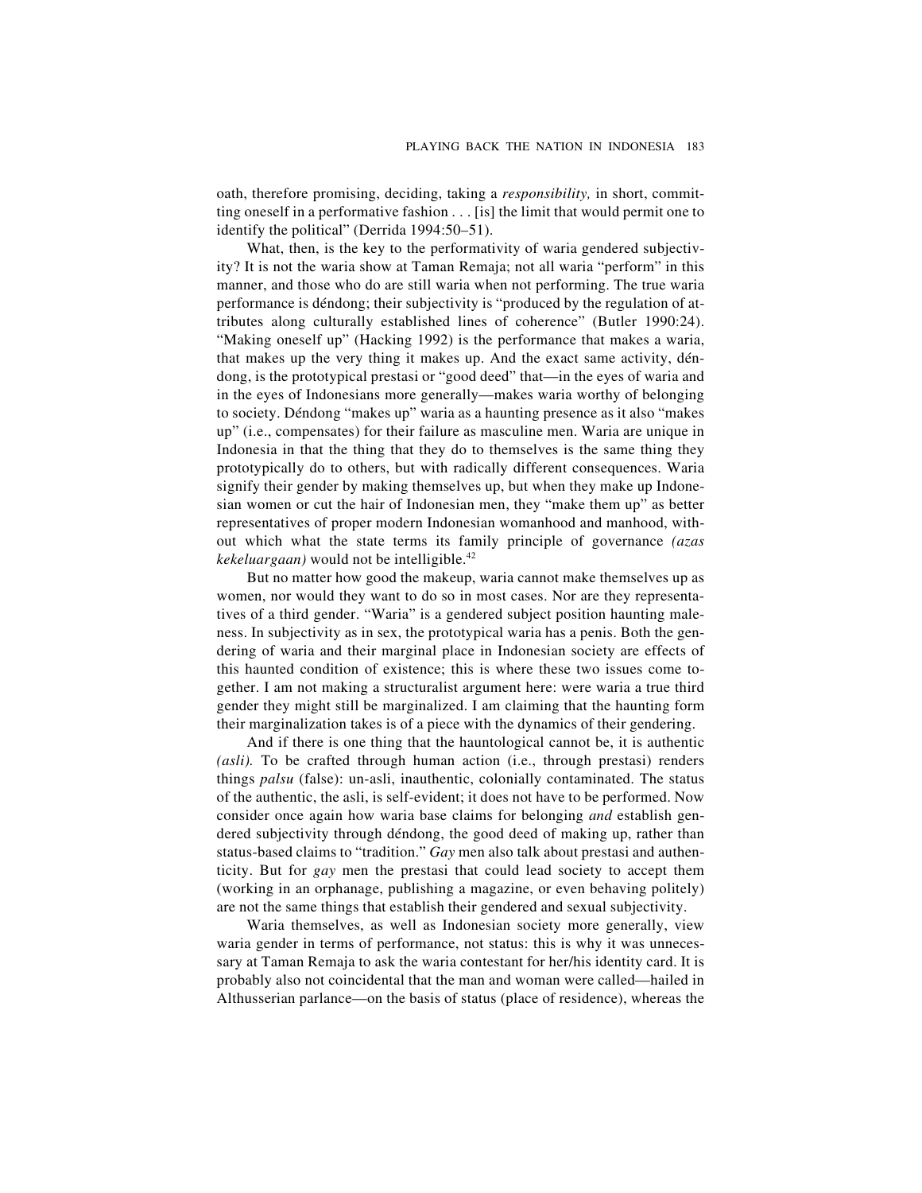oath, therefore promising, deciding, taking a *responsibility,* in short, committing oneself in a performative fashion . . . [is] the limit that would permit one to identify the political" (Derrida 1994:50–51).

What, then, is the key to the performativity of waria gendered subjectivity? It is not the waria show at Taman Remaja; not all waria "perform" in this manner, and those who do are still waria when not performing. The true waria performance is déndong; their subjectivity is "produced by the regulation of attributes along culturally established lines of coherence" (Butler 1990:24). "Making oneself up" (Hacking 1992) is the performance that makes a waria, that makes up the very thing it makes up. And the exact same activity, déndong, is the prototypical prestasi or "good deed" that—in the eyes of waria and in the eyes of Indonesians more generally—makes waria worthy of belonging to society. Déndong "makes up" waria as a haunting presence as it also "makes up" (i.e., compensates) for their failure as masculine men. Waria are unique in Indonesia in that the thing that they do to themselves is the same thing they prototypically do to others, but with radically different consequences. Waria signify their gender by making themselves up, but when they make up Indonesian women or cut the hair of Indonesian men, they "make them up" as better representatives of proper modern Indonesian womanhood and manhood, without which what the state terms its family principle of governance *(azas kekeluargaan)* would not be intelligible.[42]

But no matter how good the makeup, waria cannot make themselves up as women, nor would they want to do so in most cases. Nor are they representatives of a third gender. "Waria" is a gendered subject position haunting maleness. In subjectivity as in sex, the prototypical waria has a penis. Both the gendering of waria and their marginal place in Indonesian society are effects of this haunted condition of existence; this is where these two issues come together. I am not making a structuralist argument here: were waria a true third gender they might still be marginalized. I am claiming that the haunting form their marginalization takes is of a piece with the dynamics of their gendering.

And if there is one thing that the hauntological cannot be, it is authentic *(asli).* To be crafted through human action (i.e., through prestasi) renders things *palsu* (false): un-asli, inauthentic, colonially contaminated. The status of the authentic, the asli, is self-evident; it does not have to be performed. Now consider once again how waria base claims for belonging *and* establish gendered subjectivity through déndong, the good deed of making up, rather than status-based claims to "tradition." *Gay* men also talk about prestasi and authenticity. But for *gay* men the prestasi that could lead society to accept them (working in an orphanage, publishing a magazine, or even behaving politely) are not the same things that establish their gendered and sexual subjectivity.

Waria themselves, as well as Indonesian society more generally, view waria gender in terms of performance, not status: this is why it was unnecessary at Taman Remaja to ask the waria contestant for her/his identity card. It is probably also not coincidental that the man and woman were called—hailed in Althusserian parlance—on the basis of status (place of residence), whereas the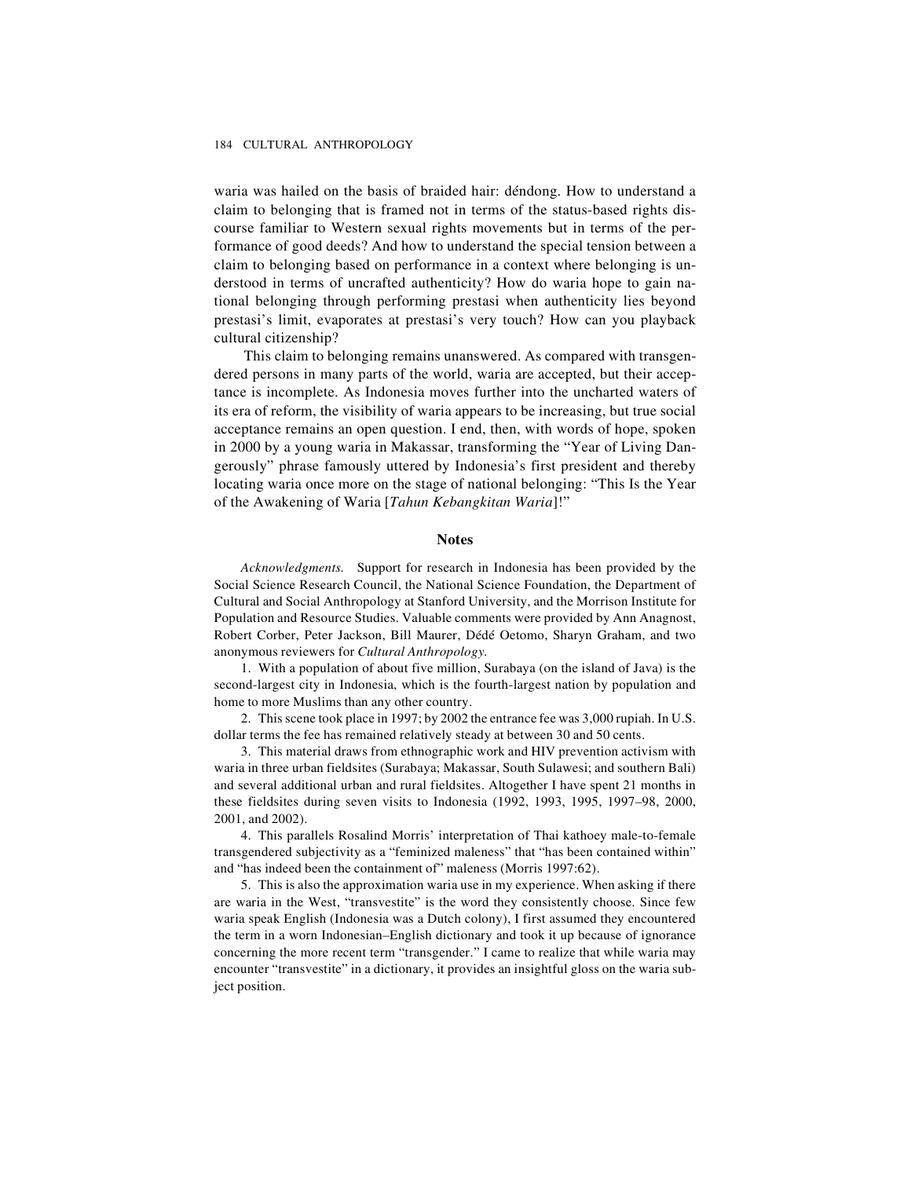waria was hailed on the basis of braided hair: déndong. How to understand a claim to belonging that is framed not in terms of the status-based rights discourse familiar to Western sexual rights movements but in terms of the performance of good deeds? And how to understand the special tension between a claim to belonging based on performance in a context where belonging is understood in terms of uncrafted authenticity? How do waria hope to gain national belonging through performing prestasi when authenticity lies beyond prestasi's limit, evaporates at prestasi's very touch? How can you playback cultural citizenship?

This claim to belonging remains unanswered. As compared with transgendered persons in many parts of the world, waria are accepted, but their acceptance is incomplete. As Indonesia moves further into the uncharted waters of its era of reform, the visibility of waria appears to be increasing, but true social acceptance remains an open question. I end, then, with words of hope, spoken in 2000 by a young waria in Makassar, transforming the "Year of Living Dangerously" phrase famously uttered by Indonesia's first president and thereby locating waria once more on the stage of national belonging: "This Is the Year of the Awakening of Waria [*Tahun Kebangkitan Waria*]!"

## Notes

*Acknowledgments.* Support for research in Indonesia has been provided by the Social Science Research Council, the National Science Foundation, the Department of Cultural and Social Anthropology at Stanford University, and the Morrison Institute for Population and Resource Studies. Valuable comments were provided by Ann Anagnost, Robert Corber, Peter Jackson, Bill Maurer, Dédé Oetomo, Sharyn Graham, and two anonymous reviewers for *Cultural Anthropology.*

1. With a population of about five million, Surabaya (on the island of Java) is the second-largest city in Indonesia, which is the fourth-largest nation by population and home to more Muslims than any other country.

2. This scene took place in 1997; by 2002 the entrance fee was 3,000 rupiah. In U.S. dollar terms the fee has remained relatively steady at between 30 and 50 cents.

3. This material draws from ethnographic work and HIV prevention activism with waria in three urban fieldsites (Surabaya; Makassar, South Sulawesi; and southern Bali) and several additional urban and rural fieldsites. Altogether I have spent 21 months in these fieldsites during seven visits to Indonesia (1992, 1993, 1995, 1997–98, 2000, 2001, and 2002).

4. This parallels Rosalind Morris' interpretation of Thai kathoey male-to-female transgendered subjectivity as a "feminized maleness" that "has been contained within" and "has indeed been the containment of" maleness (Morris 1997:62).

5. This is also the approximation waria use in my experience. When asking if there are waria in the West, "transvestite" is the word they consistently choose. Since few waria speak English (Indonesia was a Dutch colony), I first assumed they encountered the term in a worn Indonesian–English dictionary and took it up because of ignorance concerning the more recent term "transgender." I came to realize that while waria may encounter "transvestite" in a dictionary, it provides an insightful gloss on the waria subject position.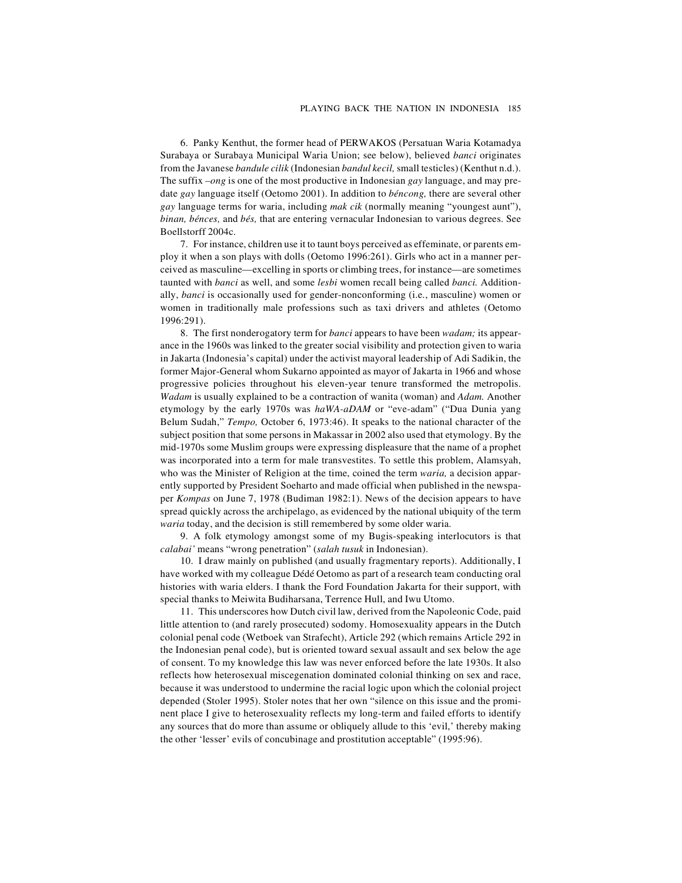6. Panky Kenthut, the former head of PERWAKOS (Persatuan Waria Kotamadya Surabaya or Surabaya Municipal Waria Union; see below), believed *banci* originates from the Javanese *bandule cilik* (Indonesian *bandul kecil,* small testicles) (Kenthut n.d.). The suffix *–ong* is one of the most productive in Indonesian *gay* language, and may predate *gay* language itself (Oetomo 2001). In addition to *béncong,* there are several other *gay* language terms for waria, including *mak cik* (normally meaning "youngest aunt"), *binan, bénces,* and *bés,* that are entering vernacular Indonesian to various degrees. See Boellstorff 2004c.

7. For instance, children use it to taunt boys perceived as effeminate, or parents employ it when a son plays with dolls (Oetomo 1996:261). Girls who act in a manner perceived as masculine—excelling in sports or climbing trees, for instance—are sometimes taunted with *banci* as well, and some *lesbi* women recall being called *banci.* Additionally, *banci* is occasionally used for gender-nonconforming (i.e., masculine) women or women in traditionally male professions such as taxi drivers and athletes (Oetomo 1996:291).

8. The first nonderogatory term for *banci* appears to have been *wadam;* its appearance in the 1960s was linked to the greater social visibility and protection given to waria in Jakarta (Indonesia's capital) under the activist mayoral leadership of Adi Sadikin, the former Major-General whom Sukarno appointed as mayor of Jakarta in 1966 and whose progressive policies throughout his eleven-year tenure transformed the metropolis. *Wadam* is usually explained to be a contraction of wanita (woman) and *Adam.* Another etymology by the early 1970s was *haWA-aDAM* or "eve-adam" ("Dua Dunia yang Belum Sudah," *Tempo,* October 6, 1973:46). It speaks to the national character of the subject position that some persons in Makassar in 2002 also used that etymology. By the mid-1970s some Muslim groups were expressing displeasure that the name of a prophet was incorporated into a term for male transvestites. To settle this problem, Alamsyah, who was the Minister of Religion at the time, coined the term *waria,* a decision apparently supported by President Soeharto and made official when published in the newspaper *Kompas* on June 7, 1978 (Budiman 1982:1). News of the decision appears to have spread quickly across the archipelago, as evidenced by the national ubiquity of the term *waria* today, and the decision is still remembered by some older waria.

9. A folk etymology amongst some of my Bugis-speaking interlocutors is that *calabai'* means "wrong penetration" (*salah tusuk* in Indonesian).

10. I draw mainly on published (and usually fragmentary reports). Additionally, I have worked with my colleague Dédé Oetomo as part of a research team conducting oral histories with waria elders. I thank the Ford Foundation Jakarta for their support, with special thanks to Meiwita Budiharsana, Terrence Hull, and Iwu Utomo.

11. This underscores how Dutch civil law, derived from the Napoleonic Code, paid little attention to (and rarely prosecuted) sodomy. Homosexuality appears in the Dutch colonial penal code (Wetboek van Strafecht), Article 292 (which remains Article 292 in the Indonesian penal code), but is oriented toward sexual assault and sex below the age of consent. To my knowledge this law was never enforced before the late 1930s. It also reflects how heterosexual miscegenation dominated colonial thinking on sex and race, because it was understood to undermine the racial logic upon which the colonial project depended (Stoler 1995). Stoler notes that her own "silence on this issue and the prominent place I give to heterosexuality reflects my long-term and failed efforts to identify any sources that do more than assume or obliquely allude to this 'evil,' thereby making the other 'lesser' evils of concubinage and prostitution acceptable" (1995:96).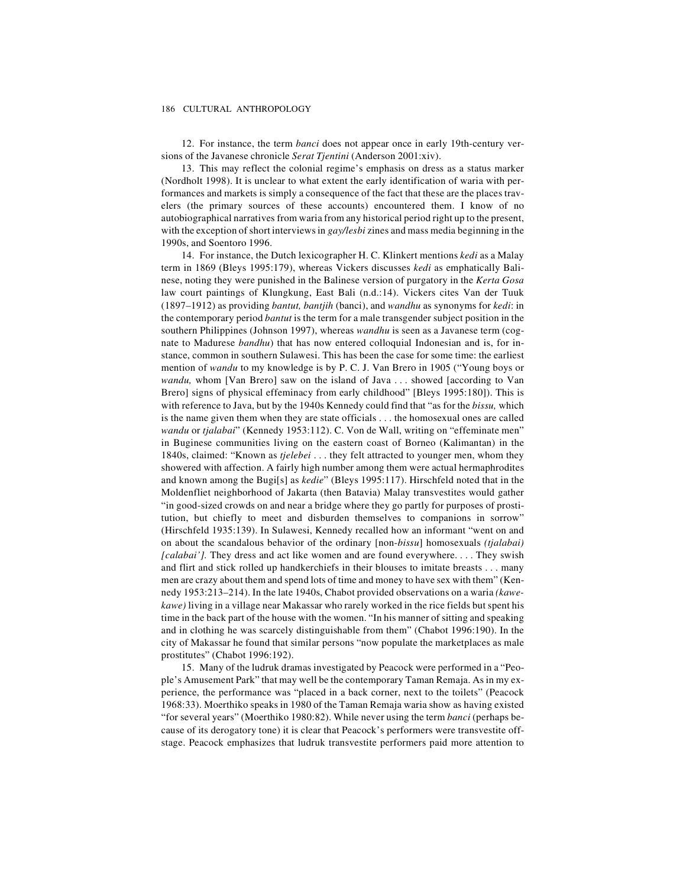12. For instance, the term *banci* does not appear once in early 19th-century versions of the Javanese chronicle *Serat Tjentini* (Anderson 2001:xiv).

13. This may reflect the colonial regime's emphasis on dress as a status marker (Nordholt 1998). It is unclear to what extent the early identification of waria with performances and markets is simply a consequence of the fact that these are the places travelers (the primary sources of these accounts) encountered them. I know of no autobiographical narratives from waria from any historical period right up to the present, with the exception of short interviews in *gay/lesbi* zines and mass media beginning in the 1990s, and Soentoro 1996.

14. For instance, the Dutch lexicographer H. C. Klinkert mentions *kedi* as a Malay term in 1869 (Bleys 1995:179), whereas Vickers discusses *kedi* as emphatically Balinese, noting they were punished in the Balinese version of purgatory in the *Kerta Gosa* law court paintings of Klungkung, East Bali (n.d.:14). Vickers cites Van der Tuuk (1897–1912) as providing *bantut, bantjih* (banci), and *wandhu* as synonyms for *kedi*: in the contemporary period *bantut* is the term for a male transgender subject position in the southern Philippines (Johnson 1997), whereas *wandhu* is seen as a Javanese term (cognate to Madurese *bandhu*) that has now entered colloquial Indonesian and is, for instance, common in southern Sulawesi. This has been the case for some time: the earliest mention of *wandu* to my knowledge is by P. C. J. Van Brero in 1905 ("Young boys or *wandu,* whom [Van Brero] saw on the island of Java . . . showed [according to Van Brero] signs of physical effeminacy from early childhood" [Bleys 1995:180]). This is with reference to Java, but by the 1940s Kennedy could find that "as for the *bissu,* which is the name given them when they are state officials . . . the homosexual ones are called *wandu* or *tjalabai*" (Kennedy 1953:112). C. Von de Wall, writing on "effeminate men" in Buginese communities living on the eastern coast of Borneo (Kalimantan) in the 1840s, claimed: "Known as *tjelebei* . . . they felt attracted to younger men, whom they showered with affection. A fairly high number among them were actual hermaphrodites and known among the Bugi[s] as *kedie*" (Bleys 1995:117). Hirschfeld noted that in the Moldenfliet neighborhood of Jakarta (then Batavia) Malay transvestites would gather "in good-sized crowds on and near a bridge where they go partly for purposes of prostitution, but chiefly to meet and disburden themselves to companions in sorrow" (Hirschfeld 1935:139). In Sulawesi, Kennedy recalled how an informant "went on and on about the scandalous behavior of the ordinary [non-*bissu*] homosexuals *(tjalabai) [calabai']*. They dress and act like women and are found everywhere. . . . They swish and flirt and stick rolled up handkerchiefs in their blouses to imitate breasts . . . many men are crazy about them and spend lots of time and money to have sex with them" (Kennedy 1953:213–214). In the late 1940s, Chabot provided observations on a waria *(kawe-kawe)* living in a village near Makassar who rarely worked in the rice fields but spent his time in the back part of the house with the women. "In his manner of sitting and speaking and in clothing he was scarcely distinguishable from them" (Chabot 1996:190). In the city of Makassar he found that similar persons "now populate the marketplaces as male prostitutes" (Chabot 1996:192).

15. Many of the ludruk dramas investigated by Peacock were performed in a "People's Amusement Park" that may well be the contemporary Taman Remaja. As in my experience, the performance was "placed in a back corner, next to the toilets" (Peacock 1968:33). Moerthiko speaks in 1980 of the Taman Remaja waria show as having existed "for several years" (Moerthiko 1980:82). While never using the term *banci* (perhaps because of its derogatory tone) it is clear that Peacock's performers were transvestite offstage. Peacock emphasizes that ludruk transvestite performers paid more attention to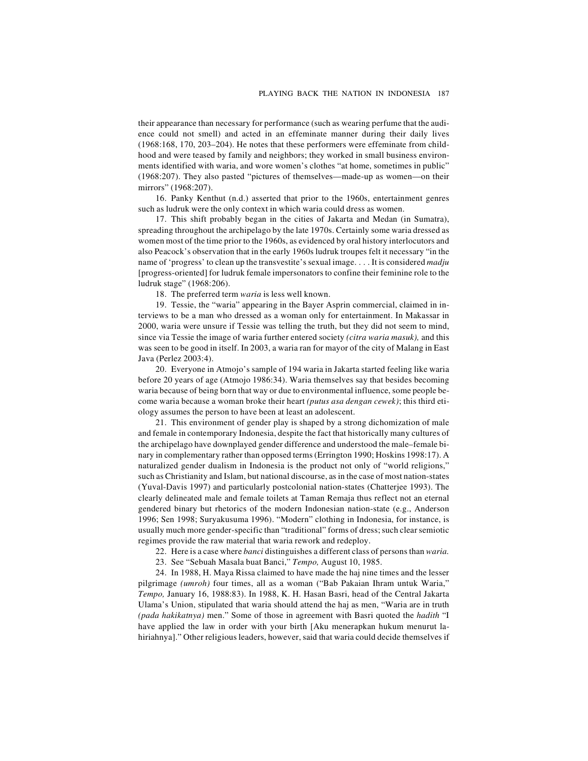their appearance than necessary for performance (such as wearing perfume that the audience could not smell) and acted in an effeminate manner during their daily lives (1968:168, 170, 203–204). He notes that these performers were effeminate from childhood and were teased by family and neighbors; they worked in small business environments identified with waria, and wore women's clothes "at home, sometimes in public" (1968:207). They also pasted "pictures of themselves—made-up as women—on their mirrors" (1968:207).

16. Panky Kenthut (n.d.) asserted that prior to the 1960s, entertainment genres such as ludruk were the only context in which waria could dress as women.

17. This shift probably began in the cities of Jakarta and Medan (in Sumatra), spreading throughout the archipelago by the late 1970s. Certainly some waria dressed as women most of the time prior to the 1960s, as evidenced by oral history interlocutors and also Peacock's observation that in the early 1960s ludruk troupes felt it necessary "in the name of 'progress' to clean up the transvestite's sexual image. . . . It is considered *madju* [progress-oriented] for ludruk female impersonators to confine their feminine role to the ludruk stage" (1968:206).

18. The preferred term *waria* is less well known.

19. Tessie, the "waria" appearing in the Bayer Asprin commercial, claimed in interviews to be a man who dressed as a woman only for entertainment. In Makassar in 2000, waria were unsure if Tessie was telling the truth, but they did not seem to mind, since via Tessie the image of waria further entered society *(citra waria masuk),* and this was seen to be good in itself. In 2003, a waria ran for mayor of the city of Malang in East Java (Perlez 2003:4).

20. Everyone in Atmojo's sample of 194 waria in Jakarta started feeling like waria before 20 years of age (Atmojo 1986:34). Waria themselves say that besides becoming waria because of being born that way or due to environmental influence, some people become waria because a woman broke their heart *(putus asa dengan cewek)*; this third etiology assumes the person to have been at least an adolescent.

21. This environment of gender play is shaped by a strong dichomization of male and female in contemporary Indonesia, despite the fact that historically many cultures of the archipelago have downplayed gender difference and understood the male–female binary in complementary rather than opposed terms (Errington 1990; Hoskins 1998:17). A naturalized gender dualism in Indonesia is the product not only of "world religions," such as Christianity and Islam, but national discourse, as in the case of most nation-states (Yuval-Davis 1997) and particularly postcolonial nation-states (Chatterjee 1993). The clearly delineated male and female toilets at Taman Remaja thus reflect not an eternal gendered binary but rhetorics of the modern Indonesian nation-state (e.g., Anderson 1996; Sen 1998; Suryakusuma 1996). "Modern" clothing in Indonesia, for instance, is usually much more gender-specific than "traditional" forms of dress; such clear semiotic regimes provide the raw material that waria rework and redeploy.

22. Here is a case where *banci* distinguishes a different class of persons than *waria.*

23. See "Sebuah Masala buat Banci," *Tempo,* August 10, 1985.

24. In 1988, H. Maya Rissa claimed to have made the haj nine times and the lesser pilgrimage *(umroh)* four times, all as a woman ("Bab Pakaian Ihram untuk Waria," *Tempo,* January 16, 1988:83). In 1988, K. H. Hasan Basri, head of the Central Jakarta Ulama's Union, stipulated that waria should attend the haj as men, "Waria are in truth *(pada hakikatnya)* men." Some of those in agreement with Basri quoted the *hadith* "I have applied the law in order with your birth [Aku menerapkan hukum menurut lahiriahnya]." Other religious leaders, however, said that waria could decide themselves if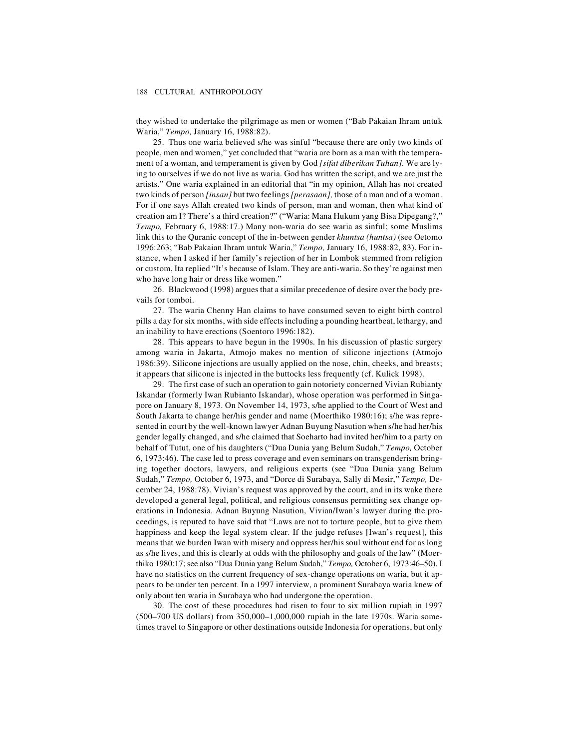they wished to undertake the pilgrimage as men or women ("Bab Pakaian Ihram untuk Waria," *Tempo,* January 16, 1988:82).

25. Thus one waria believed s/he was sinful "because there are only two kinds of people, men and women," yet concluded that "waria are born as a man with the temperament of a woman, and temperament is given by God *[sifat diberikan Tuhan].* We are lying to ourselves if we do not live as waria. God has written the script, and we are just the artists." One waria explained in an editorial that "in my opinion, Allah has not created two kinds of person *[insan]* but two feelings *[perasaan],* those of a man and of a woman. For if one says Allah created two kinds of person, man and woman, then what kind of creation am I? There's a third creation?" ("Waria: Mana Hukum yang Bisa Dipegang?," *Tempo,* February 6, 1988:17.) Many non-waria do see waria as sinful; some Muslims link this to the Quranic concept of the in-between gender *khuntsa (huntsa)* (see Oetomo 1996:263; "Bab Pakaian Ihram untuk Waria," *Tempo,* January 16, 1988:82, 83). For instance, when I asked if her family's rejection of her in Lombok stemmed from religion or custom, Ita replied "It's because of Islam. They are anti-waria. So they're against men who have long hair or dress like women."

26. Blackwood (1998) argues that a similar precedence of desire over the body prevails for tomboi.

27. The waria Chenny Han claims to have consumed seven to eight birth control pills a day for six months, with side effects including a pounding heartbeat, lethargy, and an inability to have erections (Soentoro 1996:182).

28. This appears to have begun in the 1990s. In his discussion of plastic surgery among waria in Jakarta, Atmojo makes no mention of silicone injections (Atmojo 1986:39). Silicone injections are usually applied on the nose, chin, cheeks, and breasts; it appears that silicone is injected in the buttocks less frequently (cf. Kulick 1998).

29. The first case of such an operation to gain notoriety concerned Vivian Rubianty Iskandar (formerly Iwan Rubianto Iskandar), whose operation was performed in Singapore on January 8, 1973. On November 14, 1973, s/he applied to the Court of West and South Jakarta to change her/his gender and name (Moerthiko 1980:16); s/he was represented in court by the well-known lawyer Adnan Buyung Nasution when s/he had her/his gender legally changed, and s/he claimed that Soeharto had invited her/him to a party on behalf of Tutut, one of his daughters ("Dua Dunia yang Belum Sudah," *Tempo,* October 6, 1973:46). The case led to press coverage and even seminars on transgenderism bringing together doctors, lawyers, and religious experts (see "Dua Dunia yang Belum Sudah," *Tempo,* October 6, 1973, and "Dorce di Surabaya, Sally di Mesir," *Tempo,* December 24, 1988:78). Vivian's request was approved by the court, and in its wake there developed a general legal, political, and religious consensus permitting sex change operations in Indonesia. Adnan Buyung Nasution, Vivian/Iwan's lawyer during the proceedings, is reputed to have said that "Laws are not to torture people, but to give them happiness and keep the legal system clear. If the judge refuses [Iwan's request], this means that we burden Iwan with misery and oppress her/his soul without end for as long as s/he lives, and this is clearly at odds with the philosophy and goals of the law" (Moerthiko 1980:17; see also "Dua Dunia yang Belum Sudah," *Tempo,* October 6, 1973:46–50). I have no statistics on the current frequency of sex-change operations on waria, but it appears to be under ten percent. In a 1997 interview, a prominent Surabaya waria knew of only about ten waria in Surabaya who had undergone the operation.

30. The cost of these procedures had risen to four to six million rupiah in 1997 (500–700 US dollars) from 350,000–1,000,000 rupiah in the late 1970s. Waria sometimes travel to Singapore or other destinations outside Indonesia for operations, but only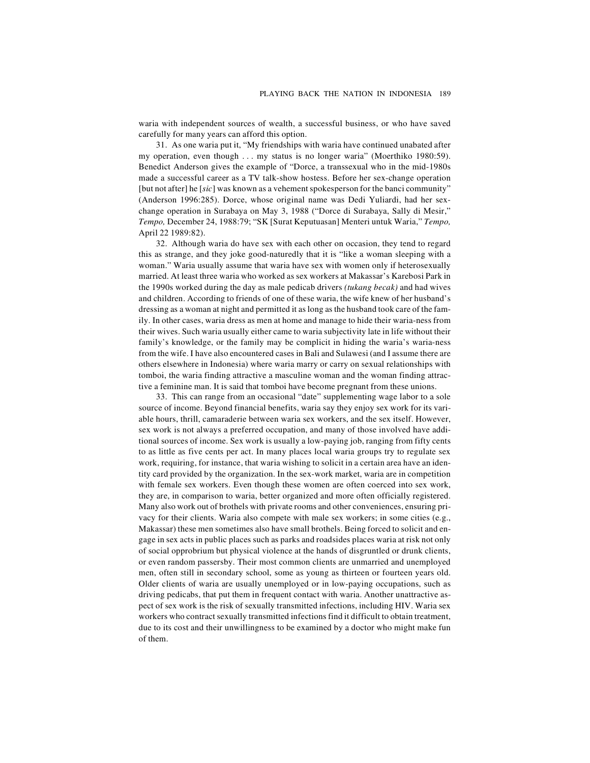waria with independent sources of wealth, a successful business, or who have saved carefully for many years can afford this option.

31. As one waria put it, "My friendships with waria have continued unabated after my operation, even though . . . my status is no longer waria" (Moerthiko 1980:59). Benedict Anderson gives the example of "Dorce, a transsexual who in the mid-1980s made a successful career as a TV talk-show hostess. Before her sex-change operation [but not after] he [*sic*] was known as a vehement spokesperson for the banci community" (Anderson 1996:285). Dorce, whose original name was Dedi Yuliardi, had her sex-change operation in Surabaya on May 3, 1988 ("Dorce di Surabaya, Sally di Mesir," *Tempo,* December 24, 1988:79; "SK [Surat Keputuasan] Menteri untuk Waria," *Tempo,* April 22 1989:82).

32. Although waria do have sex with each other on occasion, they tend to regard this as strange, and they joke good-naturedly that it is "like a woman sleeping with a woman." Waria usually assume that waria have sex with women only if heterosexually married. At least three waria who worked as sex workers at Makassar's Karebosi Park in the 1990s worked during the day as male pedicab drivers *(tukang becak)* and had wives and children. According to friends of one of these waria, the wife knew of her husband's dressing as a woman at night and permitted it as long as the husband took care of the family. In other cases, waria dress as men at home and manage to hide their waria-ness from their wives. Such waria usually either came to waria subjectivity late in life without their family's knowledge, or the family may be complicit in hiding the waria's waria-ness from the wife. I have also encountered cases in Bali and Sulawesi (and I assume there are others elsewhere in Indonesia) where waria marry or carry on sexual relationships with tomboi, the waria finding attractive a masculine woman and the woman finding attractive a feminine man. It is said that tomboi have become pregnant from these unions.

33. This can range from an occasional "date" supplementing wage labor to a sole source of income. Beyond financial benefits, waria say they enjoy sex work for its variable hours, thrill, camaraderie between waria sex workers, and the sex itself. However, sex work is not always a preferred occupation, and many of those involved have additional sources of income. Sex work is usually a low-paying job, ranging from fifty cents to as little as five cents per act. In many places local waria groups try to regulate sex work, requiring, for instance, that waria wishing to solicit in a certain area have an identity card provided by the organization. In the sex-work market, waria are in competition with female sex workers. Even though these women are often coerced into sex work, they are, in comparison to waria, better organized and more often officially registered. Many also work out of brothels with private rooms and other conveniences, ensuring privacy for their clients. Waria also compete with male sex workers; in some cities (e.g., Makassar) these men sometimes also have small brothels. Being forced to solicit and engage in sex acts in public places such as parks and roadsides places waria at risk not only of social opprobrium but physical violence at the hands of disgruntled or drunk clients, or even random passersby. Their most common clients are unmarried and unemployed men, often still in secondary school, some as young as thirteen or fourteen years old. Older clients of waria are usually unemployed or in low-paying occupations, such as driving pedicabs, that put them in frequent contact with waria. Another unattractive aspect of sex work is the risk of sexually transmitted infections, including HIV. Waria sex workers who contract sexually transmitted infections find it difficult to obtain treatment, due to its cost and their unwillingness to be examined by a doctor who might make fun of them.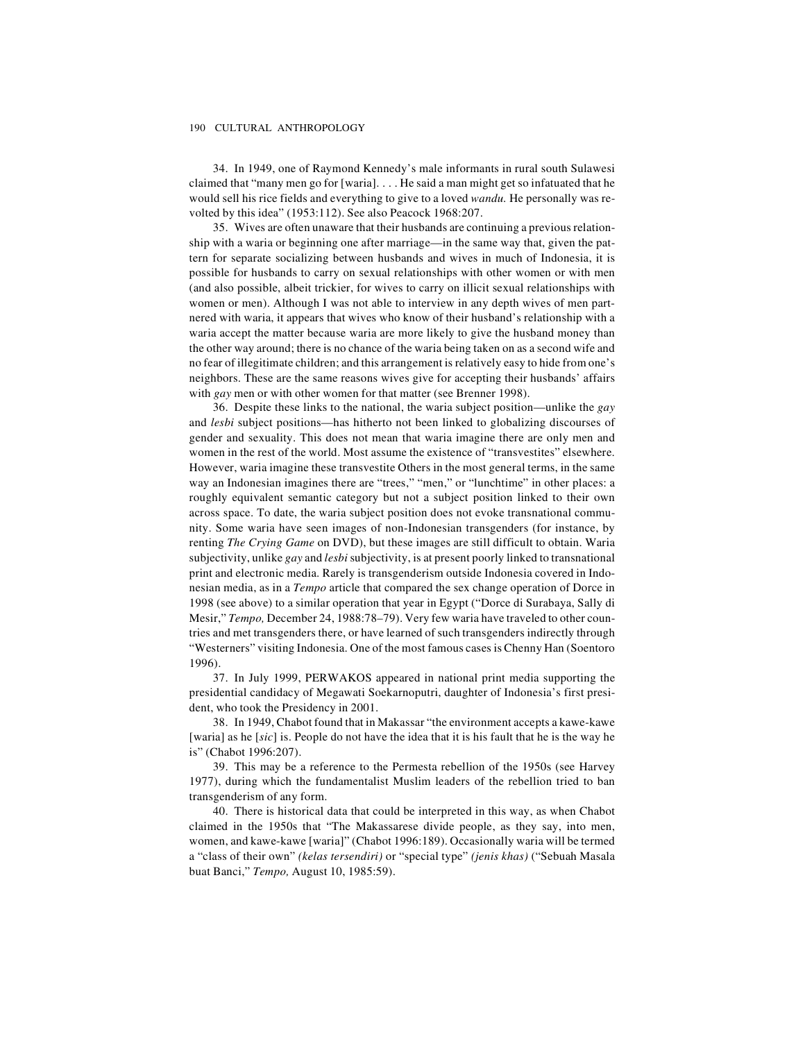34. In 1949, one of Raymond Kennedy's male informants in rural south Sulawesi claimed that "many men go for [waria]. . . . He said a man might get so infatuated that he would sell his rice fields and everything to give to a loved *wandu.* He personally was revolted by this idea" (1953:112). See also Peacock 1968:207.

35. Wives are often unaware that their husbands are continuing a previous relationship with a waria or beginning one after marriage—in the same way that, given the pattern for separate socializing between husbands and wives in much of Indonesia, it is possible for husbands to carry on sexual relationships with other women or with men (and also possible, albeit trickier, for wives to carry on illicit sexual relationships with women or men). Although I was not able to interview in any depth wives of men partnered with waria, it appears that wives who know of their husband's relationship with a waria accept the matter because waria are more likely to give the husband money than the other way around; there is no chance of the waria being taken on as a second wife and no fear of illegitimate children; and this arrangement is relatively easy to hide from one's neighbors. These are the same reasons wives give for accepting their husbands' affairs with *gay* men or with other women for that matter (see Brenner 1998).

36. Despite these links to the national, the waria subject position—unlike the *gay* and *lesbi* subject positions—has hitherto not been linked to globalizing discourses of gender and sexuality. This does not mean that waria imagine there are only men and women in the rest of the world. Most assume the existence of "transvestites" elsewhere. However, waria imagine these transvestite Others in the most general terms, in the same way an Indonesian imagines there are "trees," "men," or "lunchtime" in other places: a roughly equivalent semantic category but not a subject position linked to their own across space. To date, the waria subject position does not evoke transnational community. Some waria have seen images of non-Indonesian transgenders (for instance, by renting *The Crying Game* on DVD), but these images are still difficult to obtain. Waria subjectivity, unlike *gay* and *lesbi* subjectivity, is at present poorly linked to transnational print and electronic media. Rarely is transgenderism outside Indonesia covered in Indonesian media, as in a *Tempo* article that compared the sex change operation of Dorce in 1998 (see above) to a similar operation that year in Egypt ("Dorce di Surabaya, Sally di Mesir," *Tempo,* December 24, 1988:78–79). Very few waria have traveled to other countries and met transgenders there, or have learned of such transgenders indirectly through "Westerners" visiting Indonesia. One of the most famous cases is Chenny Han (Soentoro 1996).

37. In July 1999, PERWAKOS appeared in national print media supporting the presidential candidacy of Megawati Soekarnoputri, daughter of Indonesia's first president, who took the Presidency in 2001.

38. In 1949, Chabot found that in Makassar "the environment accepts a kawe-kawe [waria] as he [*sic*] is. People do not have the idea that it is his fault that he is the way he is" (Chabot 1996:207).

39. This may be a reference to the Permesta rebellion of the 1950s (see Harvey 1977), during which the fundamentalist Muslim leaders of the rebellion tried to ban transgenderism of any form.

40. There is historical data that could be interpreted in this way, as when Chabot claimed in the 1950s that "The Makassarese divide people, as they say, into men, women, and kawe-kawe [waria]" (Chabot 1996:189). Occasionally waria will be termed a "class of their own" *(kelas tersendiri)* or "special type" *(jenis khas)* ("Sebuah Masala buat Banci," *Tempo,* August 10, 1985:59).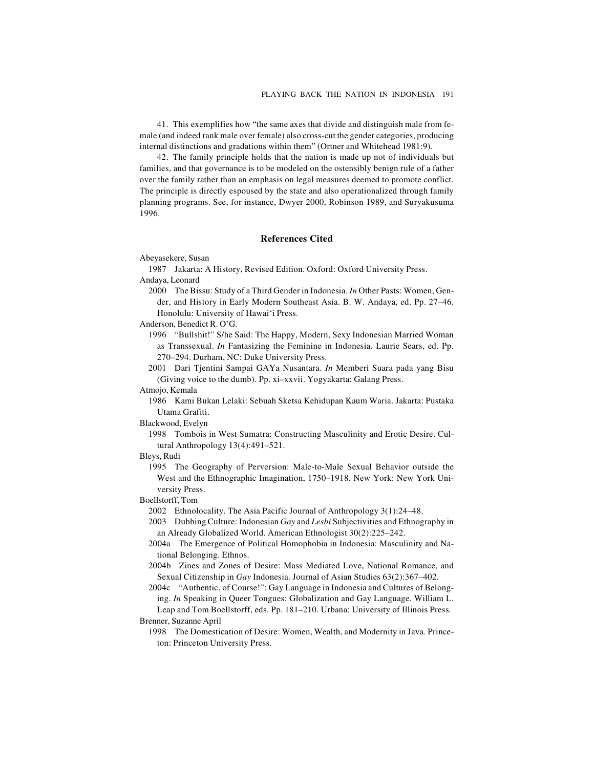41. This exemplifies how "the same axes that divide and distinguish male from female (and indeed rank male over female) also cross-cut the gender categories, producing internal distinctions and gradations within them" (Ortner and Whitehead 1981:9).

42. The family principle holds that the nation is made up not of individuals but families, and that governance is to be modeled on the ostensibly benign rule of a father over the family rather than an emphasis on legal measures deemed to promote conflict. The principle is directly espoused by the state and also operationalized through family planning programs. See, for instance, Dwyer 2000, Robinson 1989, and Suryakusuma 1996.

## References Cited

Abeyasekere, Susan

1987 Jakarta: A History, Revised Edition. Oxford: Oxford University Press.

Andaya, Leonard

2000 The Bissu: Study of a Third Gender in Indonesia. *In* Other Pasts: Women, Gender, and History in Early Modern Southeast Asia. B. W. Andaya, ed. Pp. 27–46. Honolulu: University of Hawai'i Press.

Anderson, Benedict R. O'G.

1996 "Bullshit!" S/he Said: The Happy, Modern, Sexy Indonesian Married Woman as Transsexual. *In* Fantasizing the Feminine in Indonesia. Laurie Sears, ed. Pp. 270–294. Durham, NC: Duke University Press.

2001 Dari Tjentini Sampai GAYa Nusantara. *In* Memberi Suara pada yang Bisu (Giving voice to the dumb). Pp. xi–xxvii. Yogyakarta: Galang Press.

Atmojo, Kemala

1986 Kami Bukan Lelaki: Sebuah Sketsa Kehidupan Kaum Waria. Jakarta: Pustaka Utama Grafiti.

Blackwood, Evelyn

1998 Tombois in West Sumatra: Constructing Masculinity and Erotic Desire. Cultural Anthropology 13(4):491–521.

Bleys, Rudi

1995 The Geography of Perversion: Male-to-Male Sexual Behavior outside the West and the Ethnographic Imagination, 1750–1918. New York: New York University Press.

Boellstorff, Tom

2002 Ethnolocality. The Asia Pacific Journal of Anthropology 3(1):24–48.

2003 Dubbing Culture: Indonesian *Gay* and *Lesbi* Subjectivities and Ethnography in an Already Globalized World. American Ethnologist 30(2):225–242.

2004a The Emergence of Political Homophobia in Indonesia: Masculinity and National Belonging. Ethnos.

2004b Zines and Zones of Desire: Mass Mediated Love, National Romance, and Sexual Citizenship in *Gay* Indonesia. Journal of Asian Studies 63(2):367–402.

2004c "Authentic, of Course!": Gay Language in Indonesia and Cultures of Belonging. *In* Speaking in Queer Tongues: Globalization and Gay Language. William L. Leap and Tom Boellstorff, eds. Pp. 181–210. Urbana: University of Illinois Press.

Brenner, Suzanne April

1998 The Domestication of Desire: Women, Wealth, and Modernity in Java. Princeton: Princeton University Press.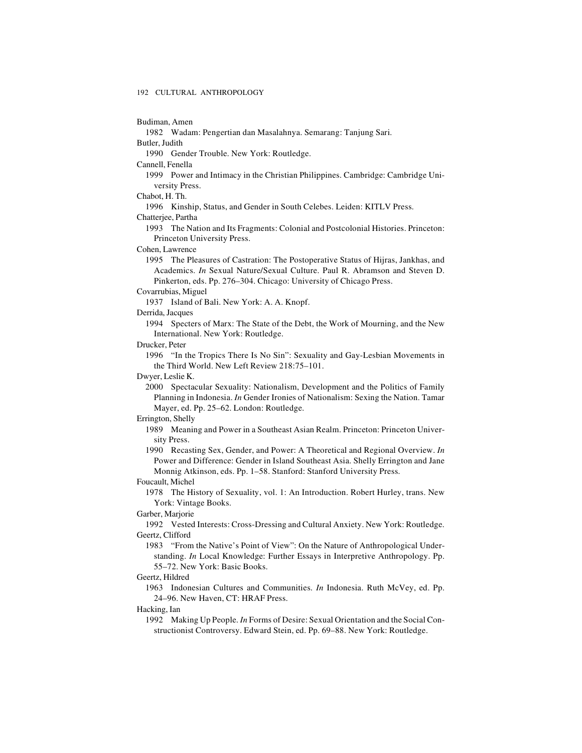Budiman, Amen

1982 Wadam: Pengertian dan Masalahnya. Semarang: Tanjung Sari.

Butler, Judith

1990 Gender Trouble. New York: Routledge.

Cannell, Fenella

1999 Power and Intimacy in the Christian Philippines. Cambridge: Cambridge University Press.

Chabot, H. Th.

1996 Kinship, Status, and Gender in South Celebes. Leiden: KITLV Press.

Chatterjee, Partha

1993 The Nation and Its Fragments: Colonial and Postcolonial Histories. Princeton: Princeton University Press.

Cohen, Lawrence

1995 The Pleasures of Castration: The Postoperative Status of Hijras, Jankhas, and Academics. *In* Sexual Nature/Sexual Culture. Paul R. Abramson and Steven D. Pinkerton, eds. Pp. 276–304. Chicago: University of Chicago Press.

Covarrubias, Miguel

1937 Island of Bali. New York: A. A. Knopf.

Derrida, Jacques

1994 Specters of Marx: The State of the Debt, the Work of Mourning, and the New International. New York: Routledge.

Drucker, Peter

1996 "In the Tropics There Is No Sin": Sexuality and Gay-Lesbian Movements in the Third World. New Left Review 218:75–101.

Dwyer, Leslie K.

2000 Spectacular Sexuality: Nationalism, Development and the Politics of Family Planning in Indonesia. *In* Gender Ironies of Nationalism: Sexing the Nation. Tamar Mayer, ed. Pp. 25–62. London: Routledge.

Errington, Shelly

1989 Meaning and Power in a Southeast Asian Realm. Princeton: Princeton University Press.

1990 Recasting Sex, Gender, and Power: A Theoretical and Regional Overview. *In* Power and Difference: Gender in Island Southeast Asia. Shelly Errington and Jane Monnig Atkinson, eds. Pp. 1–58. Stanford: Stanford University Press.

Foucault, Michel

1978 The History of Sexuality, vol. 1: An Introduction. Robert Hurley, trans. New York: Vintage Books.

Garber, Marjorie

1992 Vested Interests: Cross-Dressing and Cultural Anxiety. New York: Routledge.

Geertz, Clifford

1983 "From the Native's Point of View": On the Nature of Anthropological Understanding. *In* Local Knowledge: Further Essays in Interpretive Anthropology. Pp. 55–72. New York: Basic Books.

Geertz, Hildred

1963 Indonesian Cultures and Communities. *In* Indonesia. Ruth McVey, ed. Pp. 24–96. New Haven, CT: HRAF Press.

Hacking, Ian

1992 Making Up People. *In* Forms of Desire: Sexual Orientation and the Social Constructionist Controversy. Edward Stein, ed. Pp. 69–88. New York: Routledge.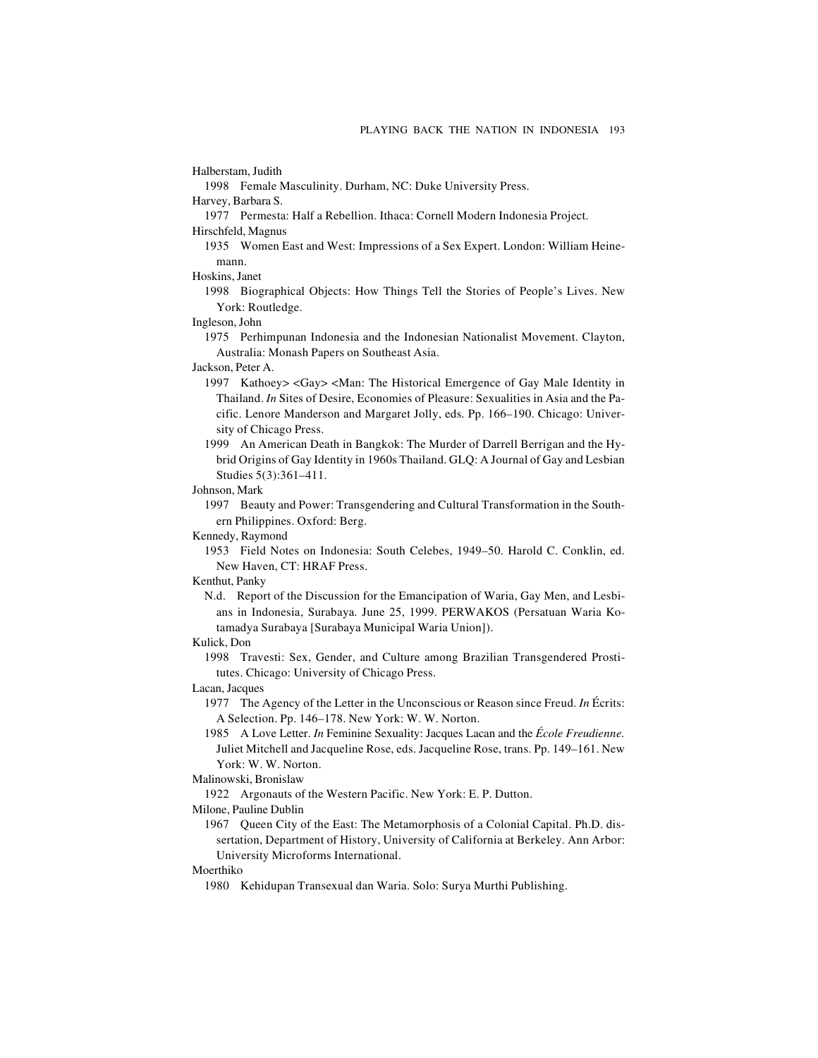Halberstam, Judith

1998 Female Masculinity. Durham, NC: Duke University Press.

Harvey, Barbara S.

1977 Permesta: Half a Rebellion. Ithaca: Cornell Modern Indonesia Project.

Hirschfeld, Magnus

1935 Women East and West: Impressions of a Sex Expert. London: William Heinemann.

Hoskins, Janet

1998 Biographical Objects: How Things Tell the Stories of People's Lives. New York: Routledge.

Ingleson, John

1975 Perhimpunan Indonesia and the Indonesian Nationalist Movement. Clayton, Australia: Monash Papers on Southeast Asia.

Jackson, Peter A.

1997 Kathoey> <Gay> <Man: The Historical Emergence of Gay Male Identity in Thailand. *In* Sites of Desire, Economies of Pleasure: Sexualities in Asia and the Pacific. Lenore Manderson and Margaret Jolly, eds. Pp. 166–190. Chicago: University of Chicago Press.

1999 An American Death in Bangkok: The Murder of Darrell Berrigan and the Hybrid Origins of Gay Identity in 1960s Thailand. GLQ: A Journal of Gay and Lesbian Studies 5(3):361–411.

Johnson, Mark

1997 Beauty and Power: Transgendering and Cultural Transformation in the Southern Philippines. Oxford: Berg.

Kennedy, Raymond

1953 Field Notes on Indonesia: South Celebes, 1949–50. Harold C. Conklin, ed. New Haven, CT: HRAF Press.

Kenthut, Panky

N.d. Report of the Discussion for the Emancipation of Waria, Gay Men, and Lesbians in Indonesia, Surabaya. June 25, 1999. PERWAKOS (Persatuan Waria Kotamadya Surabaya [Surabaya Municipal Waria Union]).

Kulick, Don

1998 Travesti: Sex, Gender, and Culture among Brazilian Transgendered Prostitutes. Chicago: University of Chicago Press.

Lacan, Jacques

1977 The Agency of the Letter in the Unconscious or Reason since Freud. *In* Écrits: A Selection. Pp. 146–178. New York: W. W. Norton.

1985 A Love Letter. *In* Feminine Sexuality: Jacques Lacan and the *École Freudienne.* Juliet Mitchell and Jacqueline Rose, eds. Jacqueline Rose, trans. Pp. 149–161. New York: W. W. Norton.

Malinowski, Bronislaw

1922 Argonauts of the Western Pacific. New York: E. P. Dutton.

Milone, Pauline Dublin

1967 Queen City of the East: The Metamorphosis of a Colonial Capital. Ph.D. dissertation, Department of History, University of California at Berkeley. Ann Arbor: University Microforms International.

Moerthiko

1980 Kehidupan Transexual dan Waria. Solo: Surya Murthi Publishing.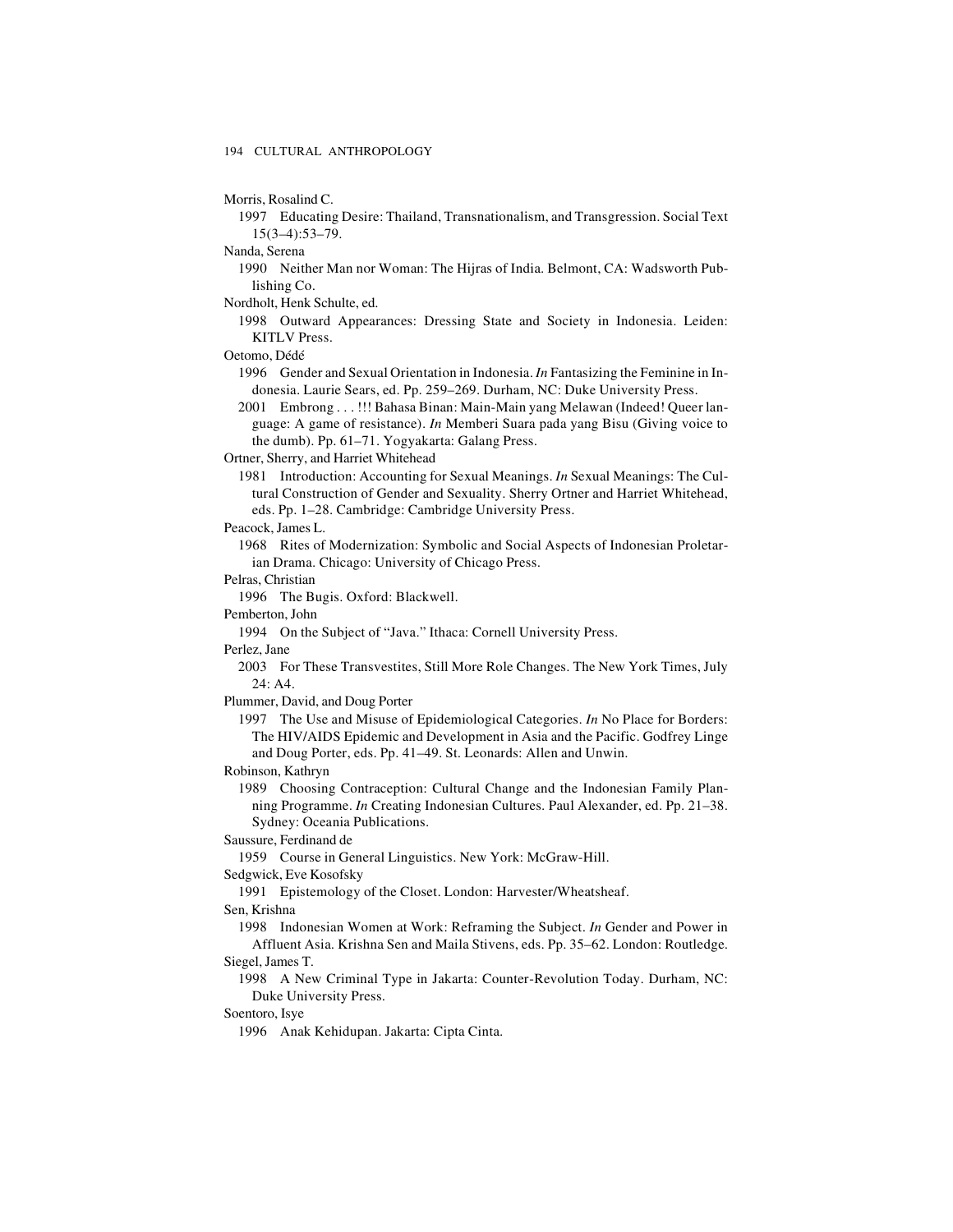Morris, Rosalind C.

1997 Educating Desire: Thailand, Transnationalism, and Transgression. Social Text 15(3–4):53–79.

Nanda, Serena

1990 Neither Man nor Woman: The Hijras of India. Belmont, CA: Wadsworth Publishing Co.

Nordholt, Henk Schulte, ed.

1998 Outward Appearances: Dressing State and Society in Indonesia. Leiden: KITLV Press.

Oetomo, Dédé

1996 Gender and Sexual Orientation in Indonesia. *In* Fantasizing the Feminine in Indonesia. Laurie Sears, ed. Pp. 259–269. Durham, NC: Duke University Press.

2001 Embrong . . . !!! Bahasa Binan: Main-Main yang Melawan (Indeed! Queer language: A game of resistance). *In* Memberi Suara pada yang Bisu (Giving voice to the dumb). Pp. 61–71. Yogyakarta: Galang Press.

Ortner, Sherry, and Harriet Whitehead

1981 Introduction: Accounting for Sexual Meanings. *In* Sexual Meanings: The Cultural Construction of Gender and Sexuality. Sherry Ortner and Harriet Whitehead, eds. Pp. 1–28. Cambridge: Cambridge University Press.

Peacock, James L.

1968 Rites of Modernization: Symbolic and Social Aspects of Indonesian Proletarian Drama. Chicago: University of Chicago Press.

Pelras, Christian

1996 The Bugis. Oxford: Blackwell.

Pemberton, John

1994 On the Subject of "Java." Ithaca: Cornell University Press.

Perlez, Jane

2003 For These Transvestites, Still More Role Changes. The New York Times, July 24: A4.

Plummer, David, and Doug Porter

1997 The Use and Misuse of Epidemiological Categories. *In* No Place for Borders: The HIV/AIDS Epidemic and Development in Asia and the Pacific. Godfrey Linge and Doug Porter, eds. Pp. 41–49. St. Leonards: Allen and Unwin.

Robinson, Kathryn

1989 Choosing Contraception: Cultural Change and the Indonesian Family Planning Programme. *In* Creating Indonesian Cultures. Paul Alexander, ed. Pp. 21–38. Sydney: Oceania Publications.

Saussure, Ferdinand de

1959 Course in General Linguistics. New York: McGraw-Hill.

Sedgwick, Eve Kosofsky

1991 Epistemology of the Closet. London: Harvester/Wheatsheaf.

Sen, Krishna

1998 Indonesian Women at Work: Reframing the Subject. *In* Gender and Power in Affluent Asia. Krishna Sen and Maila Stivens, eds. Pp. 35–62. London: Routledge.

Siegel, James T.

1998 A New Criminal Type in Jakarta: Counter-Revolution Today. Durham, NC: Duke University Press.

Soentoro, Isye

1996 Anak Kehidupan. Jakarta: Cipta Cinta.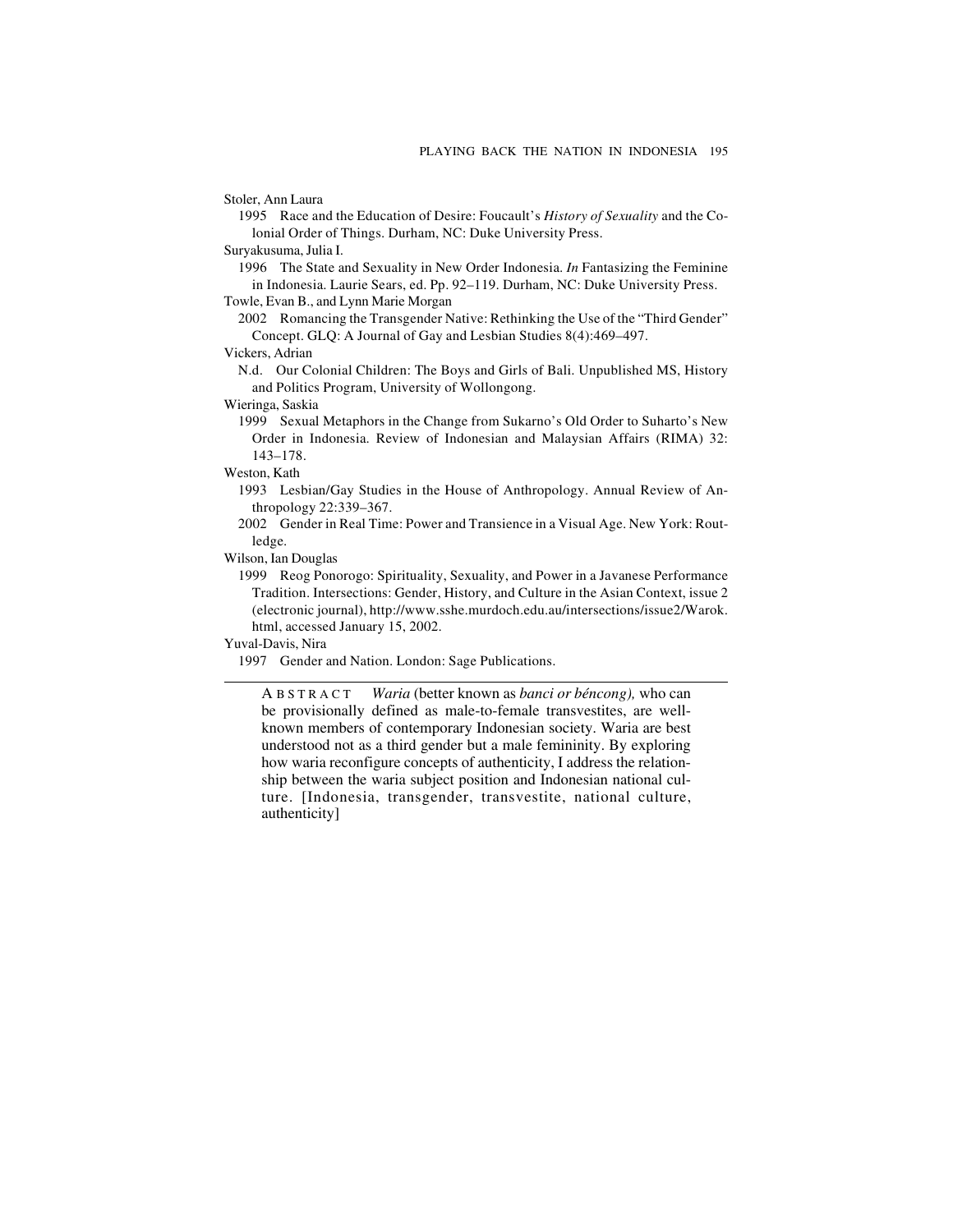Stoler, Ann Laura

1995 Race and the Education of Desire: Foucault's *History of Sexuality* and the Colonial Order of Things. Durham, NC: Duke University Press.

Suryakusuma, Julia I.

1996 The State and Sexuality in New Order Indonesia. *In* Fantasizing the Feminine in Indonesia. Laurie Sears, ed. Pp. 92–119. Durham, NC: Duke University Press.

Towle, Evan B., and Lynn Marie Morgan

2002 Romancing the Transgender Native: Rethinking the Use of the "Third Gender" Concept. GLQ: A Journal of Gay and Lesbian Studies 8(4):469–497.

Vickers, Adrian

N.d. Our Colonial Children: The Boys and Girls of Bali. Unpublished MS, History and Politics Program, University of Wollongong.

Wieringa, Saskia

1999 Sexual Metaphors in the Change from Sukarno's Old Order to Suharto's New Order in Indonesia. Review of Indonesian and Malaysian Affairs (RIMA) 32: 143–178.

Weston, Kath

1993 Lesbian/Gay Studies in the House of Anthropology. Annual Review of Anthropology 22:339–367.

2002 Gender in Real Time: Power and Transience in a Visual Age. New York: Routledge.

Wilson, Ian Douglas

1999 Reog Ponorogo: Spirituality, Sexuality, and Power in a Javanese Performance Tradition. Intersections: Gender, History, and Culture in the Asian Context, issue 2 (electronic journal), http://www.sshe.murdoch.edu.au/intersections/issue2/Warok.html, accessed January 15, 2002.

Yuval-Davis, Nira

1997 Gender and Nation. London: Sage Publications.

---

ABSTRACT *Waria* (better known as *banci or béncong),* who can be provisionally defined as male-to-female transvestites, are well-known members of contemporary Indonesian society. Waria are best understood not as a third gender but a male femininity. By exploring how waria reconfigure concepts of authenticity, I address the relationship between the waria subject position and Indonesian national culture. [Indonesia, transgender, transvestite, national culture, authenticity]